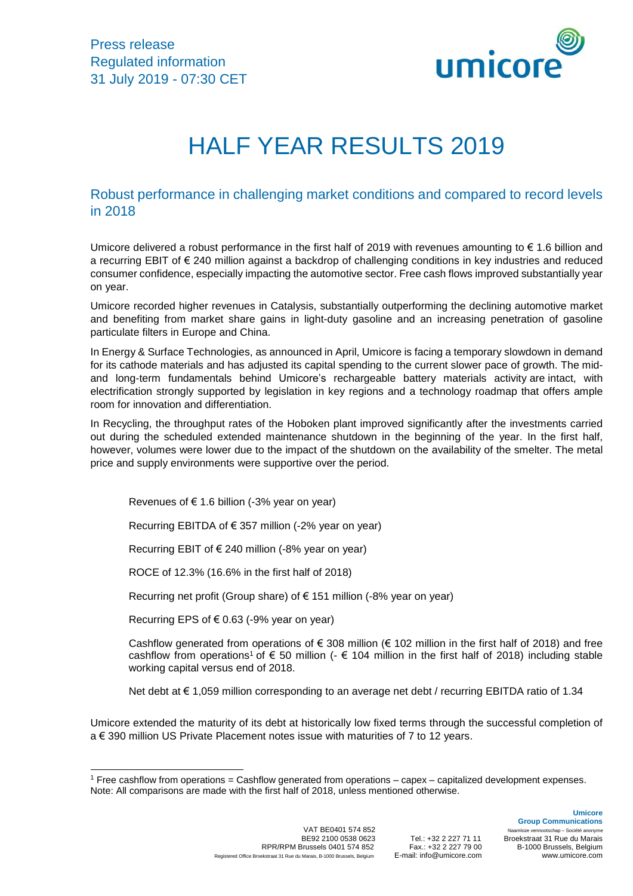Press release
Regulated information
31 July 2019 - 07:30 CET

# HALF YEAR RESULTS 2019

## Robust performance in challenging market conditions and compared to record levels in 2018

Umicore delivered a robust performance in the first half of 2019 with revenues amounting to € 1.6 billion and a recurring EBIT of € 240 million against a backdrop of challenging conditions in key industries and reduced consumer confidence, especially impacting the automotive sector. Free cash flows improved substantially year on year.

Umicore recorded higher revenues in Catalysis, substantially outperforming the declining automotive market and benefiting from market share gains in light-duty gasoline and an increasing penetration of gasoline particulate filters in Europe and China.

In Energy & Surface Technologies, as announced in April, Umicore is facing a temporary slowdown in demand for its cathode materials and has adjusted its capital spending to the current slower pace of growth. The mid- and long-term fundamentals behind Umicore's rechargeable battery materials activity are intact, with electrification strongly supported by legislation in key regions and a technology roadmap that offers ample room for innovation and differentiation.

In Recycling, the throughput rates of the Hoboken plant improved significantly after the investments carried out during the scheduled extended maintenance shutdown in the beginning of the year. In the first half, however, volumes were lower due to the impact of the shutdown on the availability of the smelter. The metal price and supply environments were supportive over the period.

- Revenues of € 1.6 billion (-3% year on year)
- Recurring EBITDA of € 357 million (-2% year on year)
- Recurring EBIT of € 240 million (-8% year on year)
- ROCE of 12.3% (16.6% in the first half of 2018)
- Recurring net profit (Group share) of € 151 million (-8% year on year)
- Recurring EPS of € 0.63 (-9% year on year)
- Cashflow generated from operations of € 308 million (€ 102 million in the first half of 2018) and free cashflow from operations[1] of € 50 million (- € 104 million in the first half of 2018) including stable working capital versus end of 2018.
- Net debt at € 1,059 million corresponding to an average net debt / recurring EBITDA ratio of 1.34

Umicore extended the maturity of its debt at historically low fixed terms through the successful completion of a € 390 million US Private Placement notes issue with maturities of 7 to 12 years.

[1] Free cashflow from operations = Cashflow generated from operations – capex – capitalized development expenses.
Note: All comparisons are made with the first half of 2018, unless mentioned otherwise.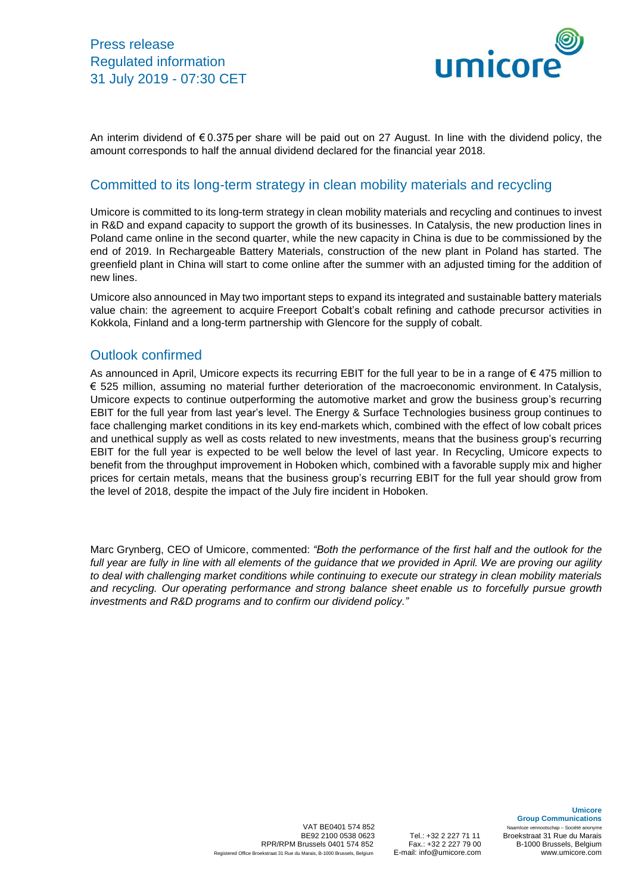An interim dividend of € 0.375 per share will be paid out on 27 August. In line with the dividend policy, the amount corresponds to half the annual dividend declared for the financial year 2018.

## Committed to its long-term strategy in clean mobility materials and recycling

Umicore is committed to its long-term strategy in clean mobility materials and recycling and continues to invest in R&D and expand capacity to support the growth of its businesses. In Catalysis, the new production lines in Poland came online in the second quarter, while the new capacity in China is due to be commissioned by the end of 2019. In Rechargeable Battery Materials, construction of the new plant in Poland has started. The greenfield plant in China will start to come online after the summer with an adjusted timing for the addition of new lines.

Umicore also announced in May two important steps to expand its integrated and sustainable battery materials value chain: the agreement to acquire Freeport Cobalt's cobalt refining and cathode precursor activities in Kokkola, Finland and a long-term partnership with Glencore for the supply of cobalt.

## Outlook confirmed

As announced in April, Umicore expects its recurring EBIT for the full year to be in a range of € 475 million to € 525 million, assuming no material further deterioration of the macroeconomic environment. In Catalysis, Umicore expects to continue outperforming the automotive market and grow the business group's recurring EBIT for the full year from last year's level. The Energy & Surface Technologies business group continues to face challenging market conditions in its key end-markets which, combined with the effect of low cobalt prices and unethical supply as well as costs related to new investments, means that the business group's recurring EBIT for the full year is expected to be well below the level of last year. In Recycling, Umicore expects to benefit from the throughput improvement in Hoboken which, combined with a favorable supply mix and higher prices for certain metals, means that the business group's recurring EBIT for the full year should grow from the level of 2018, despite the impact of the July fire incident in Hoboken.

Marc Grynberg, CEO of Umicore, commented: *"Both the performance of the first half and the outlook for the full year are fully in line with all elements of the guidance that we provided in April. We are proving our agility to deal with challenging market conditions while continuing to execute our strategy in clean mobility materials and recycling. Our operating performance and strong balance sheet enable us to forcefully pursue growth investments and R&D programs and to confirm our dividend policy."*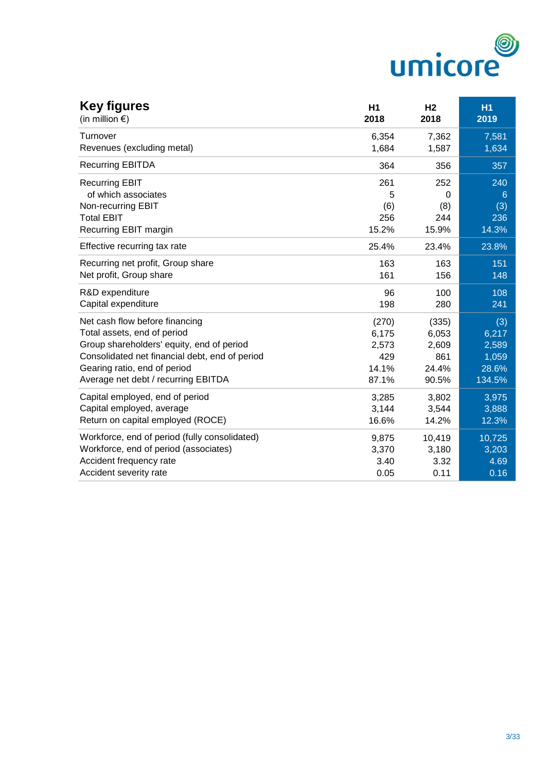| **Key figures** (in million €) | H1 2018 | H2 2018 | H1 2019 |
|---|---|---|---|
| Turnover | 6,354 | 7,362 | 7,581 |
| Revenues (excluding metal) | 1,684 | 1,587 | 1,634 |
| Recurring EBITDA | 364 | 356 | 357 |
| Recurring EBIT | 261 | 252 | 240 |
| of which associates | 5 | 0 | 6 |
| Non-recurring EBIT | (6) | (8) | (3) |
| Total EBIT | 256 | 244 | 236 |
| Recurring EBIT margin | 15.2% | 15.9% | 14.3% |
| Effective recurring tax rate | 25.4% | 23.4% | 23.8% |
| Recurring net profit, Group share | 163 | 163 | 151 |
| Net profit, Group share | 161 | 156 | 148 |
| R&D expenditure | 96 | 100 | 108 |
| Capital expenditure | 198 | 280 | 241 |
| Net cash flow before financing | (270) | (335) | (3) |
| Total assets, end of period | 6,175 | 6,053 | 6,217 |
| Group shareholders' equity, end of period | 2,573 | 2,609 | 2,589 |
| Consolidated net financial debt, end of period | 429 | 861 | 1,059 |
| Gearing ratio, end of period | 14.1% | 24.4% | 28.6% |
| Average net debt / recurring EBITDA | 87.1% | 90.5% | 134.5% |
| Capital employed, end of period | 3,285 | 3,802 | 3,975 |
| Capital employed, average | 3,144 | 3,544 | 3,888 |
| Return on capital employed (ROCE) | 16.6% | 14.2% | 12.3% |
| Workforce, end of period (fully consolidated) | 9,875 | 10,419 | 10,725 |
| Workforce, end of period (associates) | 3,370 | 3,180 | 3,203 |
| Accident frequency rate | 3.40 | 3.32 | 4.69 |
| Accident severity rate | 0.05 | 0.11 | 0.16 |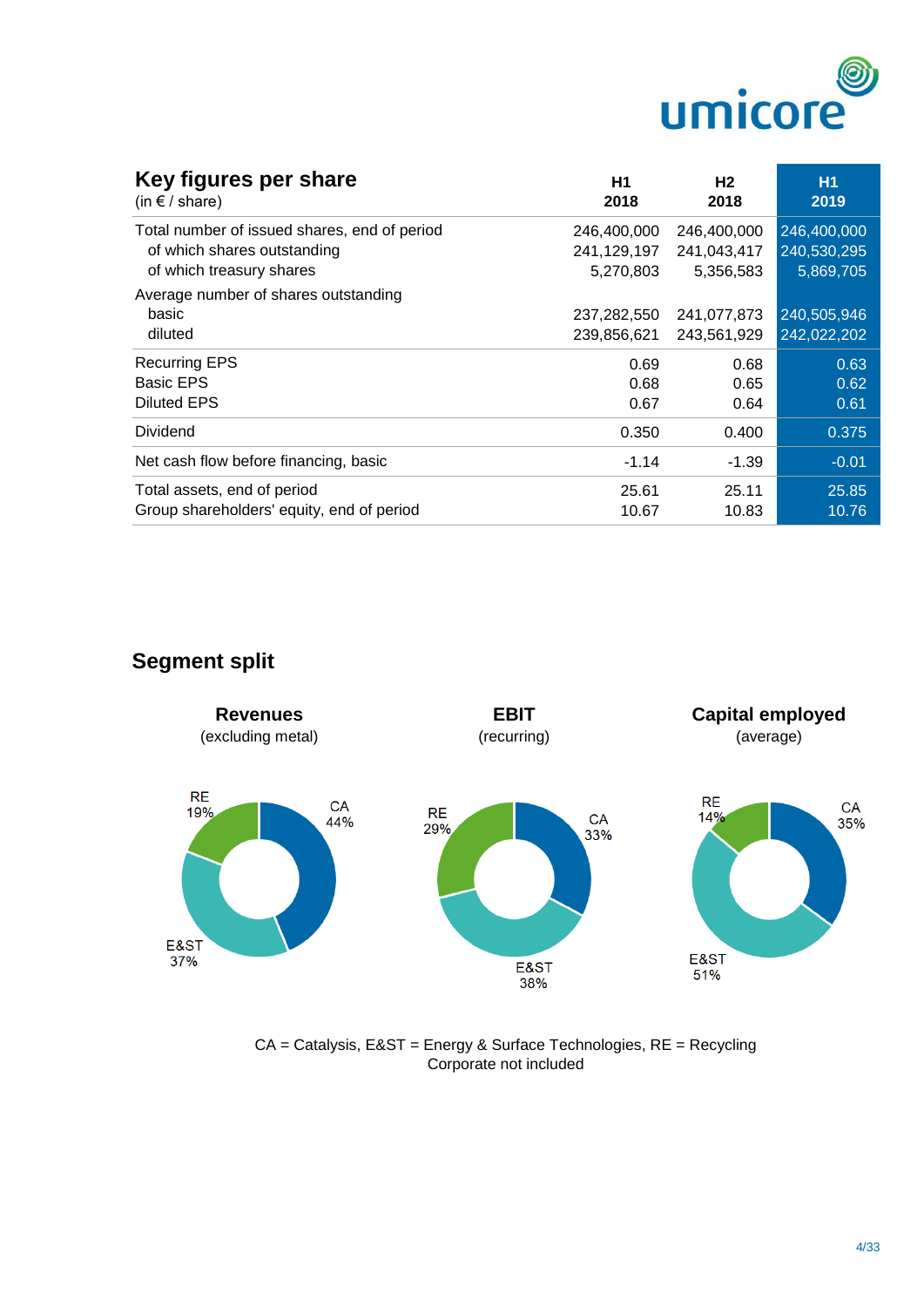## Key figures per share

(in € / share)

| | H1 2018 | H2 2018 | H1 2019 |
|---|---|---|---|
| Total number of issued shares, end of period | 246,400,000 | 246,400,000 | 246,400,000 |
| of which shares outstanding | 241,129,197 | 241,043,417 | 240,530,295 |
| of which treasury shares | 5,270,803 | 5,356,583 | 5,869,705 |
| Average number of shares outstanding | | | |
| basic | 237,282,550 | 241,077,873 | 240,505,946 |
| diluted | 239,856,621 | 243,561,929 | 242,022,202 |
| Recurring EPS | 0.69 | 0.68 | 0.63 |
| Basic EPS | 0.68 | 0.65 | 0.62 |
| Diluted EPS | 0.67 | 0.64 | 0.61 |
| Dividend | 0.350 | 0.400 | 0.375 |
| Net cash flow before financing, basic | -1.14 | -1.39 | -0.01 |
| Total assets, end of period | 25.61 | 25.11 | 25.85 |
| Group shareholders' equity, end of period | 10.67 | 10.83 | 10.76 |

## Segment split

**Revenues** (excluding metal)

CA 44%, E&ST 37%, RE 19%

**EBIT** (recurring)

CA 33%, E&ST 38%, RE 29%

**Capital employed** (average)

CA 35%, E&ST 51%, RE 14%

CA = Catalysis, E&ST = Energy & Surface Technologies, RE = Recycling
Corporate not included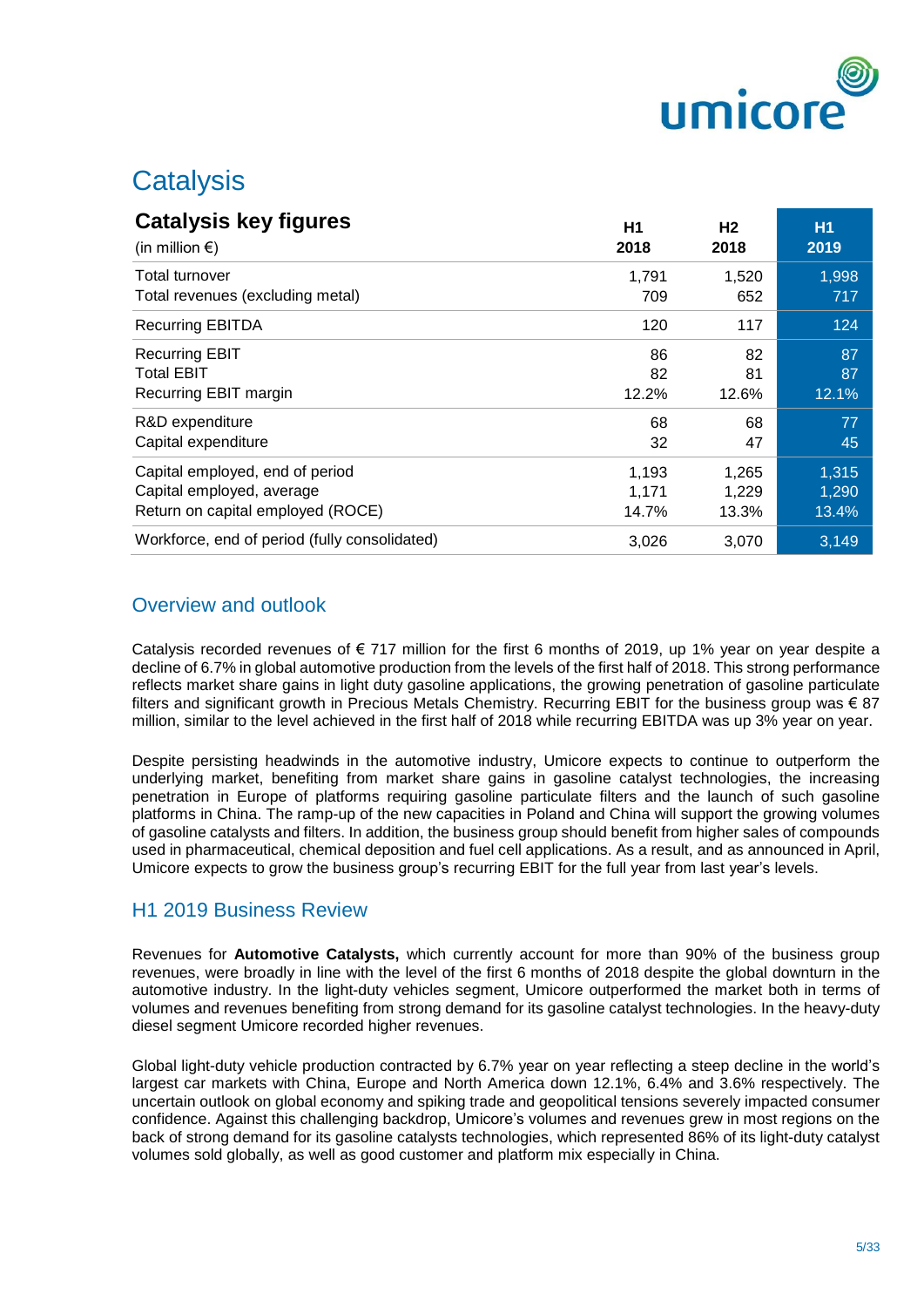# Catalysis

| **Catalysis key figures** (in million €) | H1 2018 | H2 2018 | H1 2019 |
|---|---|---|---|
| Total turnover | 1,791 | 1,520 | 1,998 |
| Total revenues (excluding metal) | 709 | 652 | 717 |
| Recurring EBITDA | 120 | 117 | 124 |
| Recurring EBIT | 86 | 82 | 87 |
| Total EBIT | 82 | 81 | 87 |
| Recurring EBIT margin | 12.2% | 12.6% | 12.1% |
| R&D expenditure | 68 | 68 | 77 |
| Capital expenditure | 32 | 47 | 45 |
| Capital employed, end of period | 1,193 | 1,265 | 1,315 |
| Capital employed, average | 1,171 | 1,229 | 1,290 |
| Return on capital employed (ROCE) | 14.7% | 13.3% | 13.4% |
| Workforce, end of period (fully consolidated) | 3,026 | 3,070 | 3,149 |

## Overview and outlook

Catalysis recorded revenues of € 717 million for the first 6 months of 2019, up 1% year on year despite a decline of 6.7% in global automotive production from the levels of the first half of 2018. This strong performance reflects market share gains in light duty gasoline applications, the growing penetration of gasoline particulate filters and significant growth in Precious Metals Chemistry. Recurring EBIT for the business group was € 87 million, similar to the level achieved in the first half of 2018 while recurring EBITDA was up 3% year on year.

Despite persisting headwinds in the automotive industry, Umicore expects to continue to outperform the underlying market, benefiting from market share gains in gasoline catalyst technologies, the increasing penetration in Europe of platforms requiring gasoline particulate filters and the launch of such gasoline platforms in China. The ramp-up of the new capacities in Poland and China will support the growing volumes of gasoline catalysts and filters. In addition, the business group should benefit from higher sales of compounds used in pharmaceutical, chemical deposition and fuel cell applications. As a result, and as announced in April, Umicore expects to grow the business group's recurring EBIT for the full year from last year's levels.

## H1 2019 Business Review

Revenues for **Automotive Catalysts,** which currently account for more than 90% of the business group revenues, were broadly in line with the level of the first 6 months of 2018 despite the global downturn in the automotive industry. In the light-duty vehicles segment, Umicore outperformed the market both in terms of volumes and revenues benefiting from strong demand for its gasoline catalyst technologies. In the heavy-duty diesel segment Umicore recorded higher revenues.

Global light-duty vehicle production contracted by 6.7% year on year reflecting a steep decline in the world's largest car markets with China, Europe and North America down 12.1%, 6.4% and 3.6% respectively. The uncertain outlook on global economy and spiking trade and geopolitical tensions severely impacted consumer confidence. Against this challenging backdrop, Umicore's volumes and revenues grew in most regions on the back of strong demand for its gasoline catalysts technologies, which represented 86% of its light-duty catalyst volumes sold globally, as well as good customer and platform mix especially in China.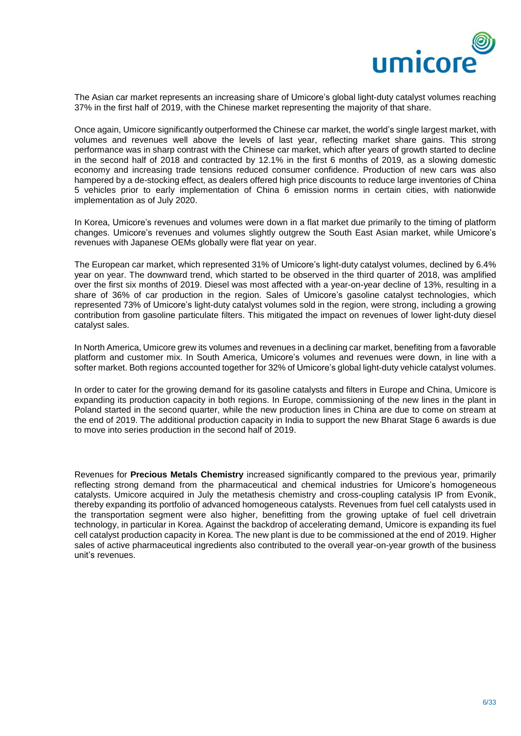The Asian car market represents an increasing share of Umicore's global light-duty catalyst volumes reaching 37% in the first half of 2019, with the Chinese market representing the majority of that share.

Once again, Umicore significantly outperformed the Chinese car market, the world's single largest market, with volumes and revenues well above the levels of last year, reflecting market share gains. This strong performance was in sharp contrast with the Chinese car market, which after years of growth started to decline in the second half of 2018 and contracted by 12.1% in the first 6 months of 2019, as a slowing domestic economy and increasing trade tensions reduced consumer confidence. Production of new cars was also hampered by a de-stocking effect, as dealers offered high price discounts to reduce large inventories of China 5 vehicles prior to early implementation of China 6 emission norms in certain cities, with nationwide implementation as of July 2020.

In Korea, Umicore's revenues and volumes were down in a flat market due primarily to the timing of platform changes. Umicore's revenues and volumes slightly outgrew the South East Asian market, while Umicore's revenues with Japanese OEMs globally were flat year on year.

The European car market, which represented 31% of Umicore's light-duty catalyst volumes, declined by 6.4% year on year. The downward trend, which started to be observed in the third quarter of 2018, was amplified over the first six months of 2019. Diesel was most affected with a year-on-year decline of 13%, resulting in a share of 36% of car production in the region. Sales of Umicore's gasoline catalyst technologies, which represented 73% of Umicore's light-duty catalyst volumes sold in the region, were strong, including a growing contribution from gasoline particulate filters. This mitigated the impact on revenues of lower light-duty diesel catalyst sales.

In North America, Umicore grew its volumes and revenues in a declining car market, benefiting from a favorable platform and customer mix. In South America, Umicore's volumes and revenues were down, in line with a softer market. Both regions accounted together for 32% of Umicore's global light-duty vehicle catalyst volumes.

In order to cater for the growing demand for its gasoline catalysts and filters in Europe and China, Umicore is expanding its production capacity in both regions. In Europe, commissioning of the new lines in the plant in Poland started in the second quarter, while the new production lines in China are due to come on stream at the end of 2019. The additional production capacity in India to support the new Bharat Stage 6 awards is due to move into series production in the second half of 2019.

Revenues for **Precious Metals Chemistry** increased significantly compared to the previous year, primarily reflecting strong demand from the pharmaceutical and chemical industries for Umicore's homogeneous catalysts. Umicore acquired in July the metathesis chemistry and cross-coupling catalysis IP from Evonik, thereby expanding its portfolio of advanced homogeneous catalysts. Revenues from fuel cell catalysts used in the transportation segment were also higher, benefitting from the growing uptake of fuel cell drivetrain technology, in particular in Korea. Against the backdrop of accelerating demand, Umicore is expanding its fuel cell catalyst production capacity in Korea. The new plant is due to be commissioned at the end of 2019. Higher sales of active pharmaceutical ingredients also contributed to the overall year-on-year growth of the business unit's revenues.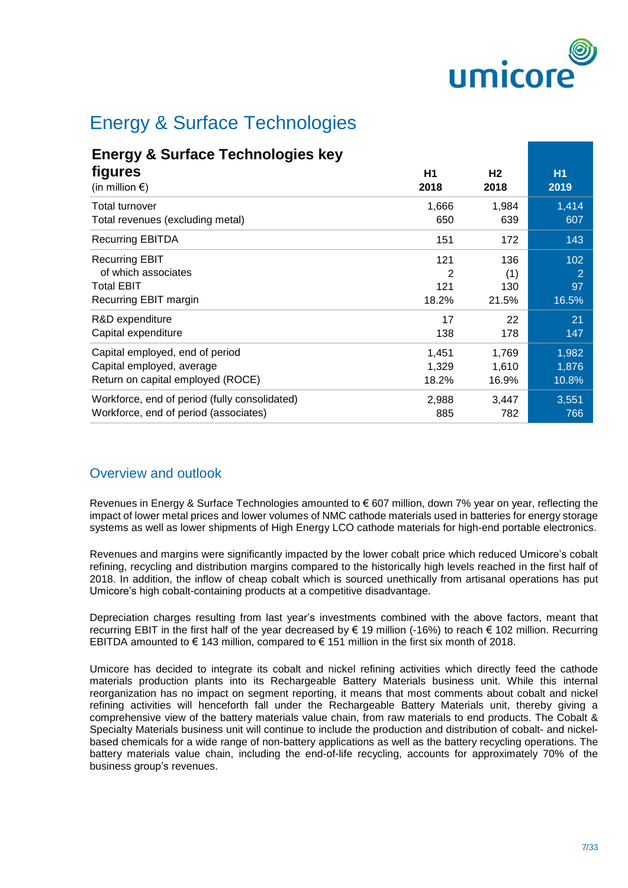# Energy & Surface Technologies

| **Energy & Surface Technologies key figures** (in million €) | **H1 2018** | **H2 2018** | **H1 2019** |
|---|---|---|---|
| Total turnover | 1,666 | 1,984 | 1,414 |
| Total revenues (excluding metal) | 650 | 639 | 607 |
| Recurring EBITDA | 151 | 172 | 143 |
| Recurring EBIT | 121 | 136 | 102 |
| of which associates | 2 | (1) | 2 |
| Total EBIT | 121 | 130 | 97 |
| Recurring EBIT margin | 18.2% | 21.5% | 16.5% |
| R&D expenditure | 17 | 22 | 21 |
| Capital expenditure | 138 | 178 | 147 |
| Capital employed, end of period | 1,451 | 1,769 | 1,982 |
| Capital employed, average | 1,329 | 1,610 | 1,876 |
| Return on capital employed (ROCE) | 18.2% | 16.9% | 10.8% |
| Workforce, end of period (fully consolidated) | 2,988 | 3,447 | 3,551 |
| Workforce, end of period (associates) | 885 | 782 | 766 |

## Overview and outlook

Revenues in Energy & Surface Technologies amounted to € 607 million, down 7% year on year, reflecting the impact of lower metal prices and lower volumes of NMC cathode materials used in batteries for energy storage systems as well as lower shipments of High Energy LCO cathode materials for high-end portable electronics.

Revenues and margins were significantly impacted by the lower cobalt price which reduced Umicore's cobalt refining, recycling and distribution margins compared to the historically high levels reached in the first half of 2018. In addition, the inflow of cheap cobalt which is sourced unethically from artisanal operations has put Umicore's high cobalt-containing products at a competitive disadvantage.

Depreciation charges resulting from last year's investments combined with the above factors, meant that recurring EBIT in the first half of the year decreased by € 19 million (-16%) to reach € 102 million. Recurring EBITDA amounted to € 143 million, compared to € 151 million in the first six month of 2018.

Umicore has decided to integrate its cobalt and nickel refining activities which directly feed the cathode materials production plants into its Rechargeable Battery Materials business unit. While this internal reorganization has no impact on segment reporting, it means that most comments about cobalt and nickel refining activities will henceforth fall under the Rechargeable Battery Materials unit, thereby giving a comprehensive view of the battery materials value chain, from raw materials to end products. The Cobalt & Specialty Materials business unit will continue to include the production and distribution of cobalt- and nickel-based chemicals for a wide range of non-battery applications as well as the battery recycling operations. The battery materials value chain, including the end-of-life recycling, accounts for approximately 70% of the business group's revenues.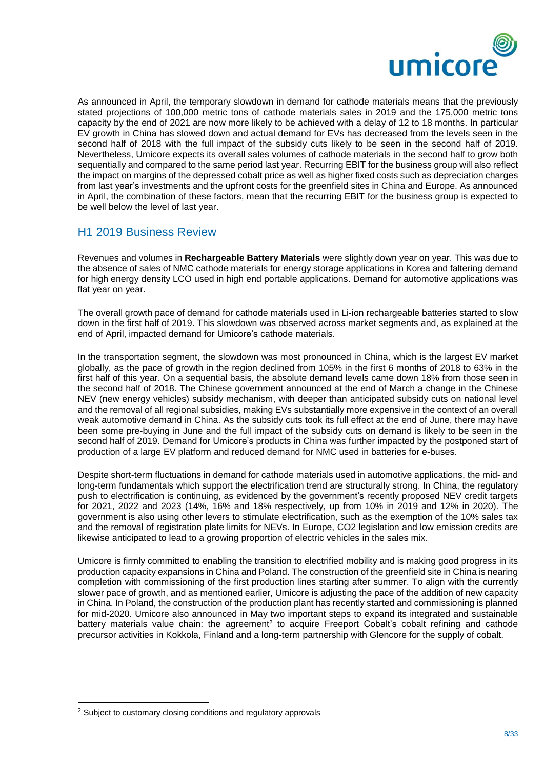As announced in April, the temporary slowdown in demand for cathode materials means that the previously stated projections of 100,000 metric tons of cathode materials sales in 2019 and the 175,000 metric tons capacity by the end of 2021 are now more likely to be achieved with a delay of 12 to 18 months. In particular EV growth in China has slowed down and actual demand for EVs has decreased from the levels seen in the second half of 2018 with the full impact of the subsidy cuts likely to be seen in the second half of 2019. Nevertheless, Umicore expects its overall sales volumes of cathode materials in the second half to grow both sequentially and compared to the same period last year. Recurring EBIT for the business group will also reflect the impact on margins of the depressed cobalt price as well as higher fixed costs such as depreciation charges from last year's investments and the upfront costs for the greenfield sites in China and Europe. As announced in April, the combination of these factors, mean that the recurring EBIT for the business group is expected to be well below the level of last year.

## H1 2019 Business Review

Revenues and volumes in **Rechargeable Battery Materials** were slightly down year on year. This was due to the absence of sales of NMC cathode materials for energy storage applications in Korea and faltering demand for high energy density LCO used in high end portable applications. Demand for automotive applications was flat year on year.

The overall growth pace of demand for cathode materials used in Li-ion rechargeable batteries started to slow down in the first half of 2019. This slowdown was observed across market segments and, as explained at the end of April, impacted demand for Umicore's cathode materials.

In the transportation segment, the slowdown was most pronounced in China, which is the largest EV market globally, as the pace of growth in the region declined from 105% in the first 6 months of 2018 to 63% in the first half of this year. On a sequential basis, the absolute demand levels came down 18% from those seen in the second half of 2018. The Chinese government announced at the end of March a change in the Chinese NEV (new energy vehicles) subsidy mechanism, with deeper than anticipated subsidy cuts on national level and the removal of all regional subsidies, making EVs substantially more expensive in the context of an overall weak automotive demand in China. As the subsidy cuts took its full effect at the end of June, there may have been some pre-buying in June and the full impact of the subsidy cuts on demand is likely to be seen in the second half of 2019. Demand for Umicore's products in China was further impacted by the postponed start of production of a large EV platform and reduced demand for NMC used in batteries for e-buses.

Despite short-term fluctuations in demand for cathode materials used in automotive applications, the mid- and long-term fundamentals which support the electrification trend are structurally strong. In China, the regulatory push to electrification is continuing, as evidenced by the government's recently proposed NEV credit targets for 2021, 2022 and 2023 (14%, 16% and 18% respectively, up from 10% in 2019 and 12% in 2020). The government is also using other levers to stimulate electrification, such as the exemption of the 10% sales tax and the removal of registration plate limits for NEVs. In Europe, $CO_2$ legislation and low emission credits are likewise anticipated to lead to a growing proportion of electric vehicles in the sales mix.

Umicore is firmly committed to enabling the transition to electrified mobility and is making good progress in its production capacity expansions in China and Poland. The construction of the greenfield site in China is nearing completion with commissioning of the first production lines starting after summer. To align with the currently slower pace of growth, and as mentioned earlier, Umicore is adjusting the pace of the addition of new capacity in China. In Poland, the construction of the production plant has recently started and commissioning is planned for mid-2020. Umicore also announced in May two important steps to expand its integrated and sustainable battery materials value chain: the agreement[2] to acquire Freeport Cobalt's cobalt refining and cathode precursor activities in Kokkola, Finland and a long-term partnership with Glencore for the supply of cobalt.

[2] Subject to customary closing conditions and regulatory approvals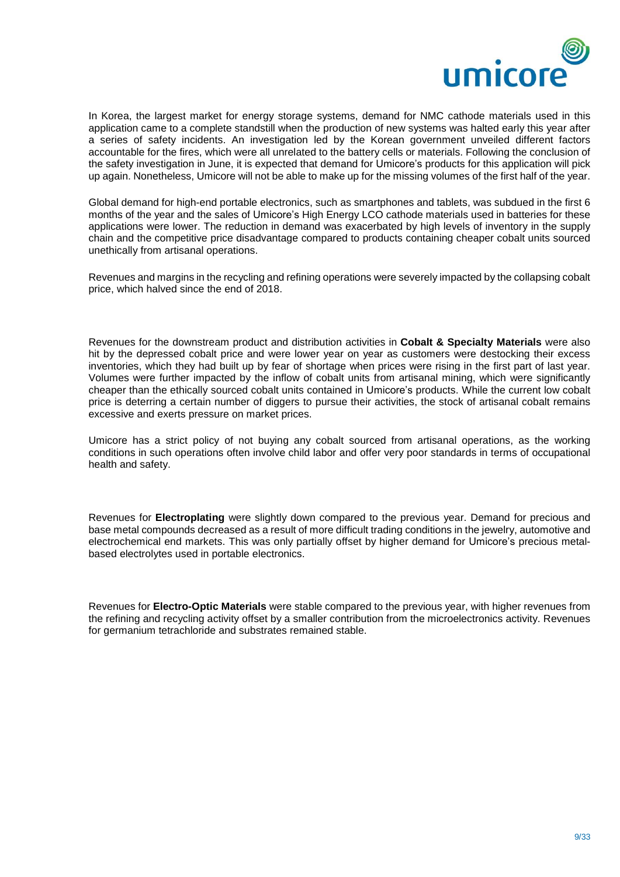In Korea, the largest market for energy storage systems, demand for NMC cathode materials used in this application came to a complete standstill when the production of new systems was halted early this year after a series of safety incidents. An investigation led by the Korean government unveiled different factors accountable for the fires, which were all unrelated to the battery cells or materials. Following the conclusion of the safety investigation in June, it is expected that demand for Umicore's products for this application will pick up again. Nonetheless, Umicore will not be able to make up for the missing volumes of the first half of the year.

Global demand for high-end portable electronics, such as smartphones and tablets, was subdued in the first 6 months of the year and the sales of Umicore's High Energy LCO cathode materials used in batteries for these applications were lower. The reduction in demand was exacerbated by high levels of inventory in the supply chain and the competitive price disadvantage compared to products containing cheaper cobalt units sourced unethically from artisanal operations.

Revenues and margins in the recycling and refining operations were severely impacted by the collapsing cobalt price, which halved since the end of 2018.

Revenues for the downstream product and distribution activities in **Cobalt & Specialty Materials** were also hit by the depressed cobalt price and were lower year on year as customers were destocking their excess inventories, which they had built up by fear of shortage when prices were rising in the first part of last year. Volumes were further impacted by the inflow of cobalt units from artisanal mining, which were significantly cheaper than the ethically sourced cobalt units contained in Umicore's products. While the current low cobalt price is deterring a certain number of diggers to pursue their activities, the stock of artisanal cobalt remains excessive and exerts pressure on market prices.

Umicore has a strict policy of not buying any cobalt sourced from artisanal operations, as the working conditions in such operations often involve child labor and offer very poor standards in terms of occupational health and safety.

Revenues for **Electroplating** were slightly down compared to the previous year. Demand for precious and base metal compounds decreased as a result of more difficult trading conditions in the jewelry, automotive and electrochemical end markets. This was only partially offset by higher demand for Umicore's precious metal-based electrolytes used in portable electronics.

Revenues for **Electro-Optic Materials** were stable compared to the previous year, with higher revenues from the refining and recycling activity offset by a smaller contribution from the microelectronics activity. Revenues for germanium tetrachloride and substrates remained stable.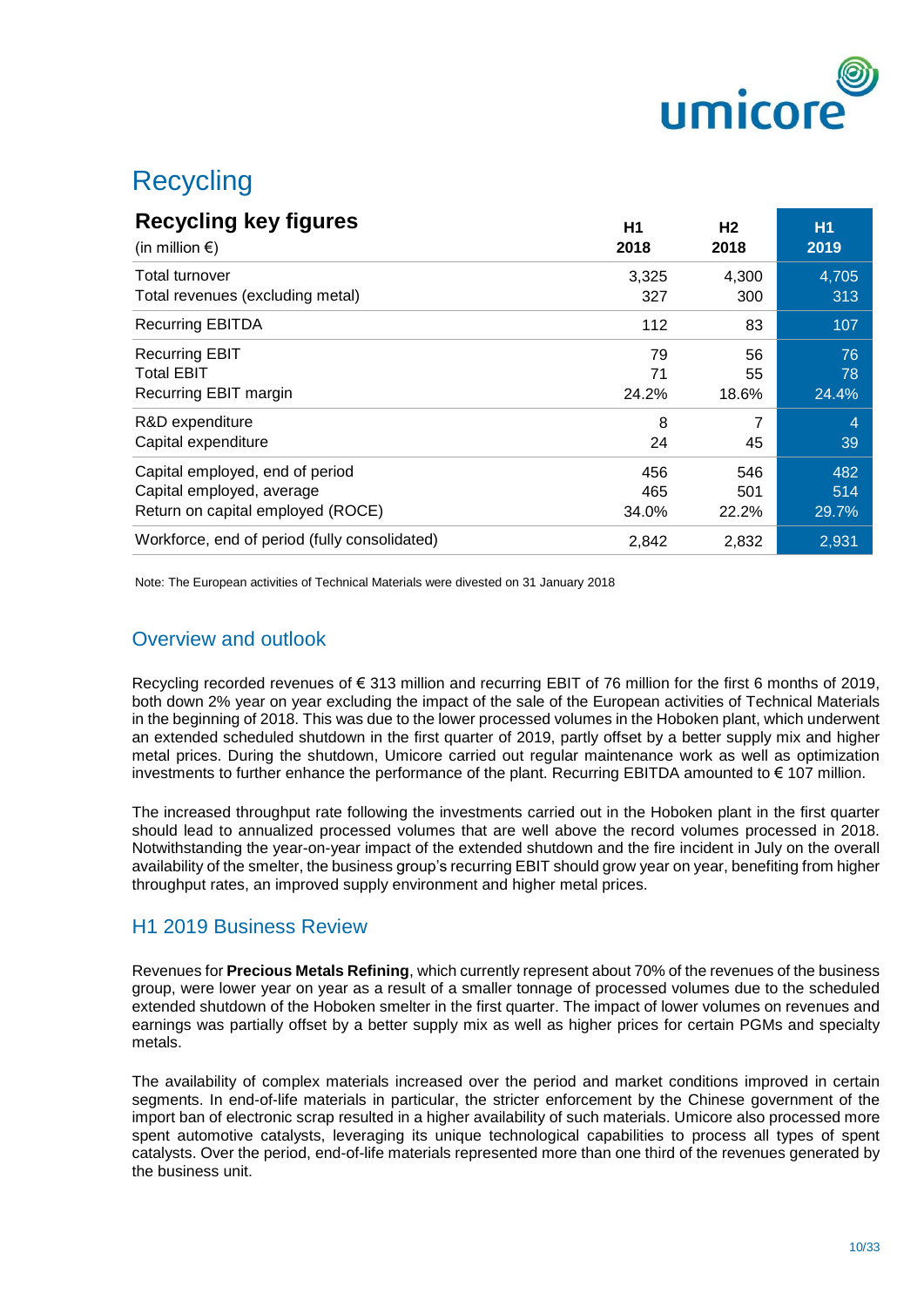# Recycling

| **Recycling key figures** (in million €) | H1 2018 | H2 2018 | H1 2019 |
|---|---|---|---|
| Total turnover | 3,325 | 4,300 | 4,705 |
| Total revenues (excluding metal) | 327 | 300 | 313 |
| Recurring EBITDA | 112 | 83 | 107 |
| Recurring EBIT | 79 | 56 | 76 |
| Total EBIT | 71 | 55 | 78 |
| Recurring EBIT margin | 24.2% | 18.6% | 24.4% |
| R&D expenditure | 8 | 7 | 4 |
| Capital expenditure | 24 | 45 | 39 |
| Capital employed, end of period | 456 | 546 | 482 |
| Capital employed, average | 465 | 501 | 514 |
| Return on capital employed (ROCE) | 34.0% | 22.2% | 29.7% |
| Workforce, end of period (fully consolidated) | 2,842 | 2,832 | 2,931 |

Note: The European activities of Technical Materials were divested on 31 January 2018

## Overview and outlook

Recycling recorded revenues of € 313 million and recurring EBIT of 76 million for the first 6 months of 2019, both down 2% year on year excluding the impact of the sale of the European activities of Technical Materials in the beginning of 2018. This was due to the lower processed volumes in the Hoboken plant, which underwent an extended scheduled shutdown in the first quarter of 2019, partly offset by a better supply mix and higher metal prices. During the shutdown, Umicore carried out regular maintenance work as well as optimization investments to further enhance the performance of the plant. Recurring EBITDA amounted to € 107 million.

The increased throughput rate following the investments carried out in the Hoboken plant in the first quarter should lead to annualized processed volumes that are well above the record volumes processed in 2018. Notwithstanding the year-on-year impact of the extended shutdown and the fire incident in July on the overall availability of the smelter, the business group's recurring EBIT should grow year on year, benefiting from higher throughput rates, an improved supply environment and higher metal prices.

## H1 2019 Business Review

Revenues for **Precious Metals Refining**, which currently represent about 70% of the revenues of the business group, were lower year on year as a result of a smaller tonnage of processed volumes due to the scheduled extended shutdown of the Hoboken smelter in the first quarter. The impact of lower volumes on revenues and earnings was partially offset by a better supply mix as well as higher prices for certain PGMs and specialty metals.

The availability of complex materials increased over the period and market conditions improved in certain segments. In end-of-life materials in particular, the stricter enforcement by the Chinese government of the import ban of electronic scrap resulted in a higher availability of such materials. Umicore also processed more spent automotive catalysts, leveraging its unique technological capabilities to process all types of spent catalysts. Over the period, end-of-life materials represented more than one third of the revenues generated by the business unit.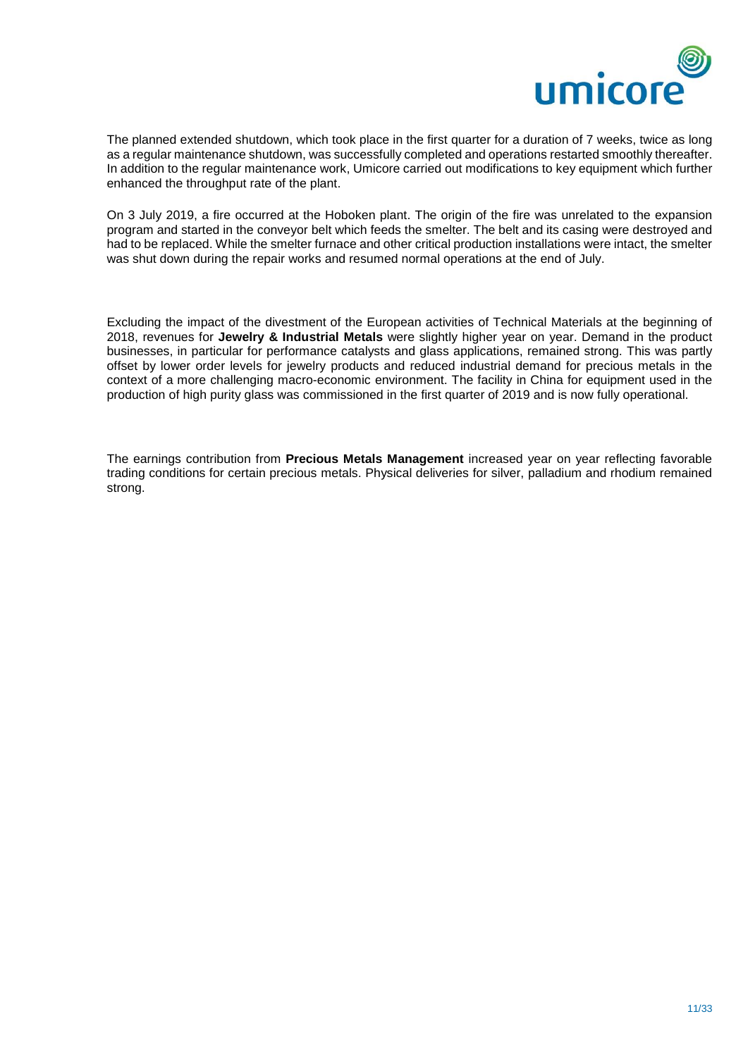The planned extended shutdown, which took place in the first quarter for a duration of 7 weeks, twice as long as a regular maintenance shutdown, was successfully completed and operations restarted smoothly thereafter. In addition to the regular maintenance work, Umicore carried out modifications to key equipment which further enhanced the throughput rate of the plant.

On 3 July 2019, a fire occurred at the Hoboken plant. The origin of the fire was unrelated to the expansion program and started in the conveyor belt which feeds the smelter. The belt and its casing were destroyed and had to be replaced. While the smelter furnace and other critical production installations were intact, the smelter was shut down during the repair works and resumed normal operations at the end of July.

Excluding the impact of the divestment of the European activities of Technical Materials at the beginning of 2018, revenues for **Jewelry & Industrial Metals** were slightly higher year on year. Demand in the product businesses, in particular for performance catalysts and glass applications, remained strong. This was partly offset by lower order levels for jewelry products and reduced industrial demand for precious metals in the context of a more challenging macro-economic environment. The facility in China for equipment used in the production of high purity glass was commissioned in the first quarter of 2019 and is now fully operational.

The earnings contribution from **Precious Metals Management** increased year on year reflecting favorable trading conditions for certain precious metals. Physical deliveries for silver, palladium and rhodium remained strong.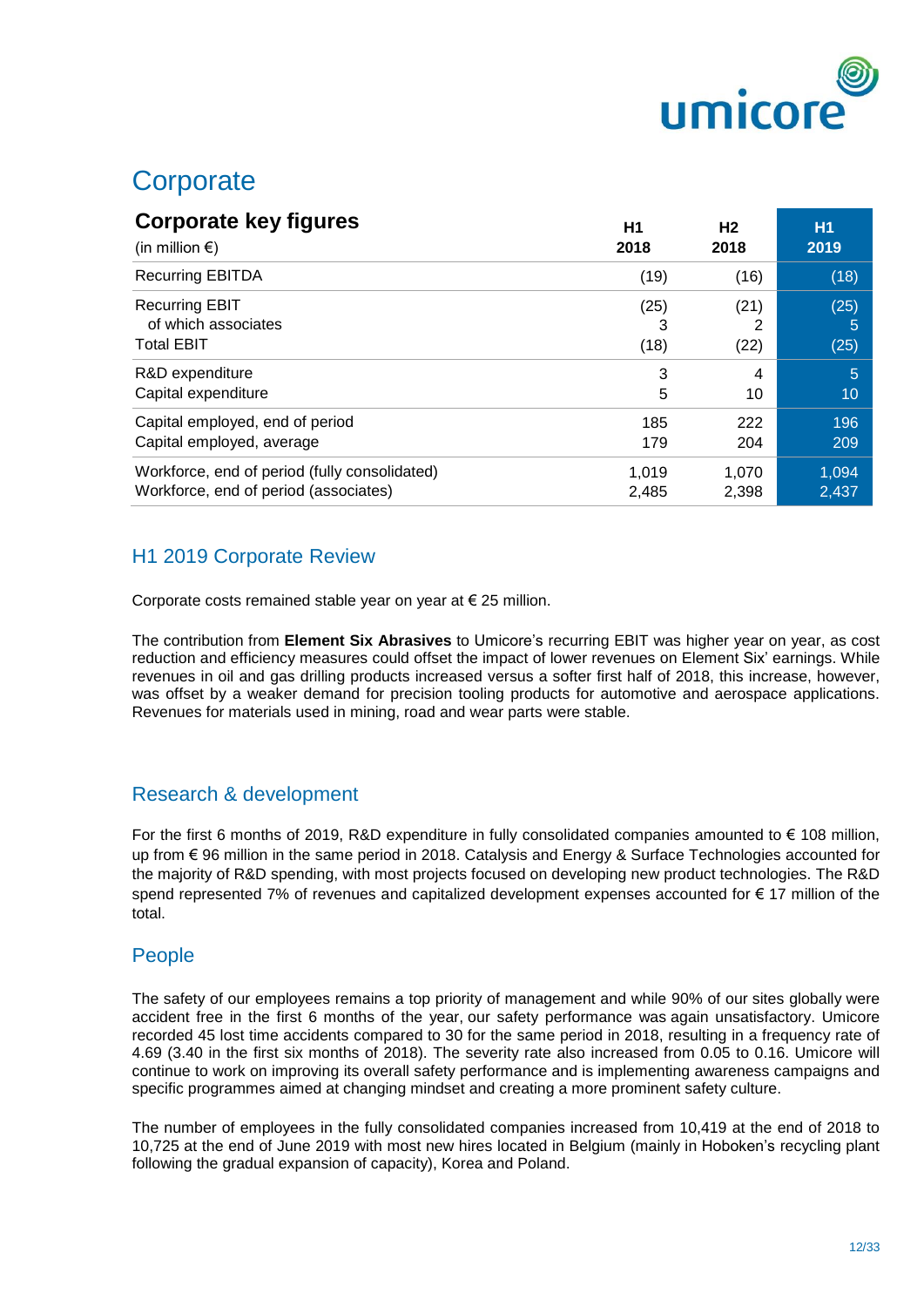# Corporate

| **Corporate key figures** (in million €) | H1 2018 | H2 2018 | H1 2019 |
|---|---|---|---|
| Recurring EBITDA | (19) | (16) | (18) |
| Recurring EBIT | (25) | (21) | (25) |
| of which associates | 3 | 2 | 5 |
| Total EBIT | (18) | (22) | (25) |
| R&D expenditure | 3 | 4 | 5 |
| Capital expenditure | 5 | 10 | 10 |
| Capital employed, end of period | 185 | 222 | 196 |
| Capital employed, average | 179 | 204 | 209 |
| Workforce, end of period (fully consolidated) | 1,019 | 1,070 | 1,094 |
| Workforce, end of period (associates) | 2,485 | 2,398 | 2,437 |

## H1 2019 Corporate Review

Corporate costs remained stable year on year at € 25 million.

The contribution from **Element Six Abrasives** to Umicore's recurring EBIT was higher year on year, as cost reduction and efficiency measures could offset the impact of lower revenues on Element Six' earnings. While revenues in oil and gas drilling products increased versus a softer first half of 2018, this increase, however, was offset by a weaker demand for precision tooling products for automotive and aerospace applications. Revenues for materials used in mining, road and wear parts were stable.

## Research & development

For the first 6 months of 2019, R&D expenditure in fully consolidated companies amounted to € 108 million, up from € 96 million in the same period in 2018. Catalysis and Energy & Surface Technologies accounted for the majority of R&D spending, with most projects focused on developing new product technologies. The R&D spend represented 7% of revenues and capitalized development expenses accounted for € 17 million of the total.

## People

The safety of our employees remains a top priority of management and while 90% of our sites globally were accident free in the first 6 months of the year, our safety performance was again unsatisfactory. Umicore recorded 45 lost time accidents compared to 30 for the same period in 2018, resulting in a frequency rate of 4.69 (3.40 in the first six months of 2018). The severity rate also increased from 0.05 to 0.16. Umicore will continue to work on improving its overall safety performance and is implementing awareness campaigns and specific programmes aimed at changing mindset and creating a more prominent safety culture.

The number of employees in the fully consolidated companies increased from 10,419 at the end of 2018 to 10,725 at the end of June 2019 with most new hires located in Belgium (mainly in Hoboken's recycling plant following the gradual expansion of capacity), Korea and Poland.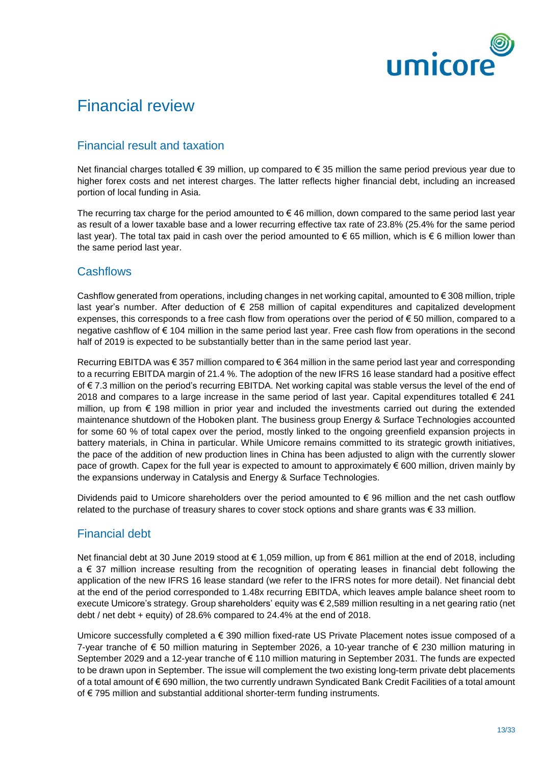# Financial review

## Financial result and taxation

Net financial charges totalled € 39 million, up compared to € 35 million the same period previous year due to higher forex costs and net interest charges. The latter reflects higher financial debt, including an increased portion of local funding in Asia.

The recurring tax charge for the period amounted to € 46 million, down compared to the same period last year as result of a lower taxable base and a lower recurring effective tax rate of 23.8% (25.4% for the same period last year). The total tax paid in cash over the period amounted to € 65 million, which is € 6 million lower than the same period last year.

## Cashflows

Cashflow generated from operations, including changes in net working capital, amounted to € 308 million, triple last year's number. After deduction of € 258 million of capital expenditures and capitalized development expenses, this corresponds to a free cash flow from operations over the period of € 50 million, compared to a negative cashflow of € 104 million in the same period last year. Free cash flow from operations in the second half of 2019 is expected to be substantially better than in the same period last year.

Recurring EBITDA was € 357 million compared to € 364 million in the same period last year and corresponding to a recurring EBITDA margin of 21.4 %. The adoption of the new IFRS 16 lease standard had a positive effect of € 7.3 million on the period's recurring EBITDA. Net working capital was stable versus the level of the end of 2018 and compares to a large increase in the same period of last year. Capital expenditures totalled € 241 million, up from € 198 million in prior year and included the investments carried out during the extended maintenance shutdown of the Hoboken plant. The business group Energy & Surface Technologies accounted for some 60 % of total capex over the period, mostly linked to the ongoing greenfield expansion projects in battery materials, in China in particular. While Umicore remains committed to its strategic growth initiatives, the pace of the addition of new production lines in China has been adjusted to align with the currently slower pace of growth. Capex for the full year is expected to amount to approximately € 600 million, driven mainly by the expansions underway in Catalysis and Energy & Surface Technologies.

Dividends paid to Umicore shareholders over the period amounted to € 96 million and the net cash outflow related to the purchase of treasury shares to cover stock options and share grants was € 33 million.

## Financial debt

Net financial debt at 30 June 2019 stood at € 1,059 million, up from € 861 million at the end of 2018, including a € 37 million increase resulting from the recognition of operating leases in financial debt following the application of the new IFRS 16 lease standard (we refer to the IFRS notes for more detail). Net financial debt at the end of the period corresponded to 1.48x recurring EBITDA, which leaves ample balance sheet room to execute Umicore's strategy. Group shareholders' equity was € 2,589 million resulting in a net gearing ratio (net debt / net debt + equity) of 28.6% compared to 24.4% at the end of 2018.

Umicore successfully completed a € 390 million fixed-rate US Private Placement notes issue composed of a 7-year tranche of € 50 million maturing in September 2026, a 10-year tranche of € 230 million maturing in September 2029 and a 12-year tranche of € 110 million maturing in September 2031. The funds are expected to be drawn upon in September. The issue will complement the two existing long-term private debt placements of a total amount of € 690 million, the two currently undrawn Syndicated Bank Credit Facilities of a total amount of € 795 million and substantial additional shorter-term funding instruments.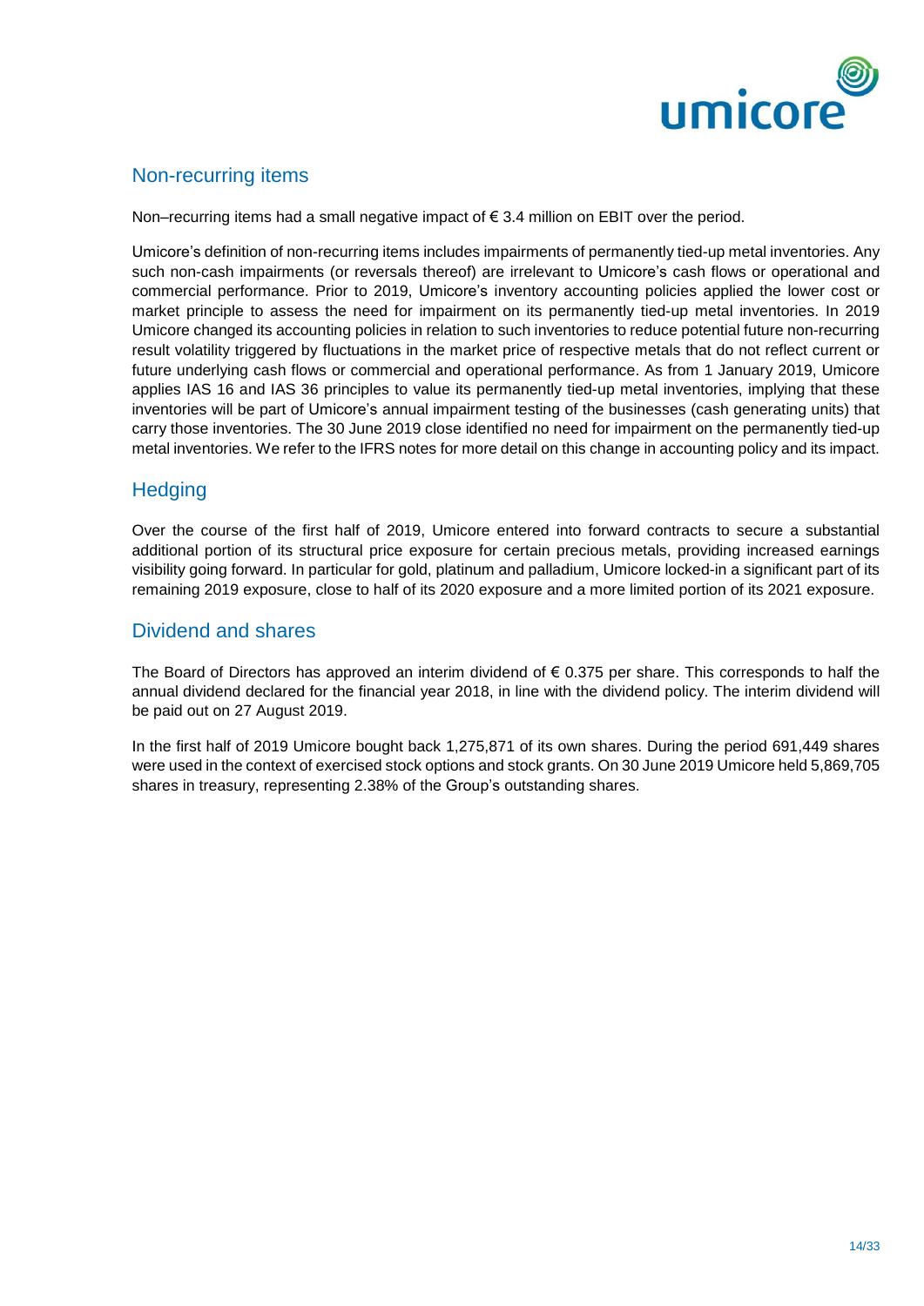## Non-recurring items

Non–recurring items had a small negative impact of € 3.4 million on EBIT over the period.

Umicore's definition of non-recurring items includes impairments of permanently tied-up metal inventories. Any such non-cash impairments (or reversals thereof) are irrelevant to Umicore's cash flows or operational and commercial performance. Prior to 2019, Umicore's inventory accounting policies applied the lower cost or market principle to assess the need for impairment on its permanently tied-up metal inventories. In 2019 Umicore changed its accounting policies in relation to such inventories to reduce potential future non-recurring result volatility triggered by fluctuations in the market price of respective metals that do not reflect current or future underlying cash flows or commercial and operational performance. As from 1 January 2019, Umicore applies IAS 16 and IAS 36 principles to value its permanently tied-up metal inventories, implying that these inventories will be part of Umicore's annual impairment testing of the businesses (cash generating units) that carry those inventories. The 30 June 2019 close identified no need for impairment on the permanently tied-up metal inventories. We refer to the IFRS notes for more detail on this change in accounting policy and its impact.

## Hedging

Over the course of the first half of 2019, Umicore entered into forward contracts to secure a substantial additional portion of its structural price exposure for certain precious metals, providing increased earnings visibility going forward. In particular for gold, platinum and palladium, Umicore locked-in a significant part of its remaining 2019 exposure, close to half of its 2020 exposure and a more limited portion of its 2021 exposure.

## Dividend and shares

The Board of Directors has approved an interim dividend of € 0.375 per share. This corresponds to half the annual dividend declared for the financial year 2018, in line with the dividend policy. The interim dividend will be paid out on 27 August 2019.

In the first half of 2019 Umicore bought back 1,275,871 of its own shares. During the period 691,449 shares were used in the context of exercised stock options and stock grants. On 30 June 2019 Umicore held 5,869,705 shares in treasury, representing 2.38% of the Group's outstanding shares.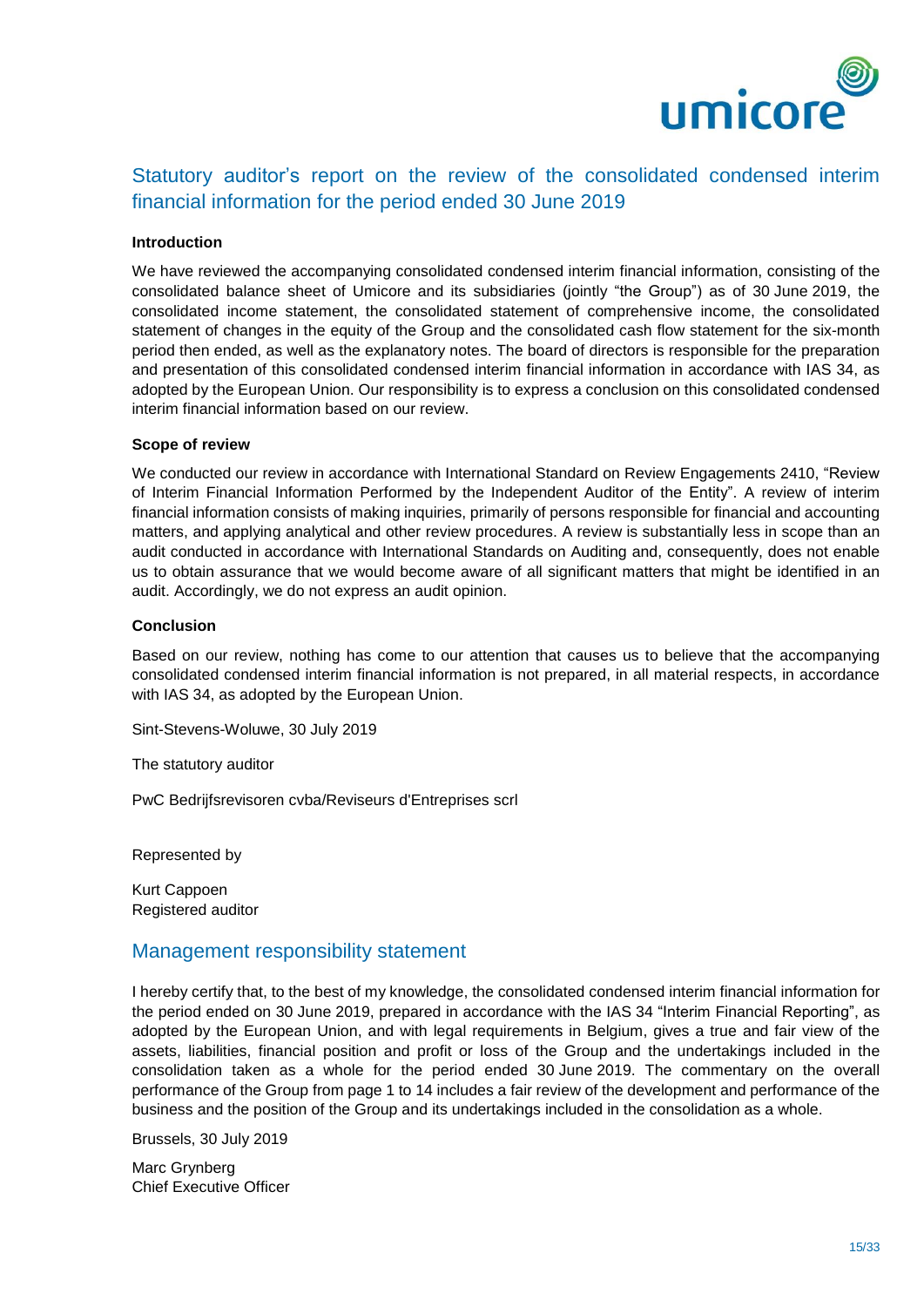## Statutory auditor's report on the review of the consolidated condensed interim financial information for the period ended 30 June 2019

**Introduction**

We have reviewed the accompanying consolidated condensed interim financial information, consisting of the consolidated balance sheet of Umicore and its subsidiaries (jointly "the Group") as of 30 June 2019, the consolidated income statement, the consolidated statement of comprehensive income, the consolidated statement of changes in the equity of the Group and the consolidated cash flow statement for the six-month period then ended, as well as the explanatory notes. The board of directors is responsible for the preparation and presentation of this consolidated condensed interim financial information in accordance with IAS 34, as adopted by the European Union. Our responsibility is to express a conclusion on this consolidated condensed interim financial information based on our review.

**Scope of review**

We conducted our review in accordance with International Standard on Review Engagements 2410, "Review of Interim Financial Information Performed by the Independent Auditor of the Entity". A review of interim financial information consists of making inquiries, primarily of persons responsible for financial and accounting matters, and applying analytical and other review procedures. A review is substantially less in scope than an audit conducted in accordance with International Standards on Auditing and, consequently, does not enable us to obtain assurance that we would become aware of all significant matters that might be identified in an audit. Accordingly, we do not express an audit opinion.

**Conclusion**

Based on our review, nothing has come to our attention that causes us to believe that the accompanying consolidated condensed interim financial information is not prepared, in all material respects, in accordance with IAS 34, as adopted by the European Union.

Sint-Stevens-Woluwe, 30 July 2019

The statutory auditor

PwC Bedrijfsrevisoren cvba/Reviseurs d'Entreprises scrl

Represented by

Kurt Cappoen
Registered auditor

## Management responsibility statement

I hereby certify that, to the best of my knowledge, the consolidated condensed interim financial information for the period ended on 30 June 2019, prepared in accordance with the IAS 34 "Interim Financial Reporting", as adopted by the European Union, and with legal requirements in Belgium, gives a true and fair view of the assets, liabilities, financial position and profit or loss of the Group and the undertakings included in the consolidation taken as a whole for the period ended 30 June 2019. The commentary on the overall performance of the Group from page 1 to 14 includes a fair review of the development and performance of the business and the position of the Group and its undertakings included in the consolidation as a whole.

Brussels, 30 July 2019

Marc Grynberg
Chief Executive Officer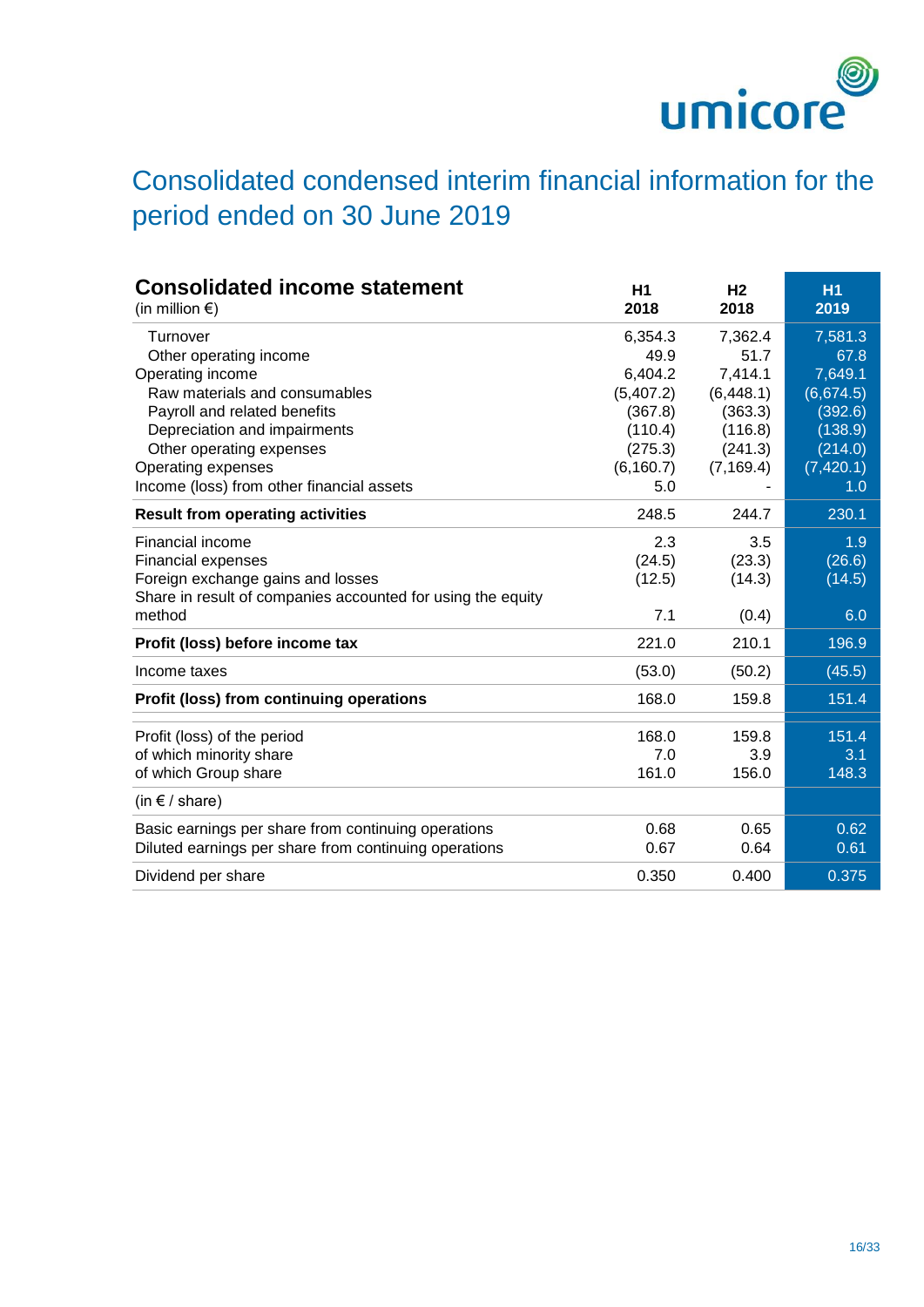# Consolidated condensed interim financial information for the period ended on 30 June 2019

| **Consolidated income statement** (in million €) | **H1 2018** | **H2 2018** | **H1 2019** |
|---|---|---|---|
| Turnover | 6,354.3 | 7,362.4 | 7,581.3 |
| Other operating income | 49.9 | 51.7 | 67.8 |
| Operating income | 6,404.2 | 7,414.1 | 7,649.1 |
| Raw materials and consumables | (5,407.2) | (6,448.1) | (6,674.5) |
| Payroll and related benefits | (367.8) | (363.3) | (392.6) |
| Depreciation and impairments | (110.4) | (116.8) | (138.9) |
| Other operating expenses | (275.3) | (241.3) | (214.0) |
| Operating expenses | (6,160.7) | (7,169.4) | (7,420.1) |
| Income (loss) from other financial assets | 5.0 | - | 1.0 |
| **Result from operating activities** | 248.5 | 244.7 | 230.1 |
| Financial income | 2.3 | 3.5 | 1.9 |
| Financial expenses | (24.5) | (23.3) | (26.6) |
| Foreign exchange gains and losses | (12.5) | (14.3) | (14.5) |
| Share in result of companies accounted for using the equity method | 7.1 | (0.4) | 6.0 |
| **Profit (loss) before income tax** | 221.0 | 210.1 | 196.9 |
| Income taxes | (53.0) | (50.2) | (45.5) |
| **Profit (loss) from continuing operations** | 168.0 | 159.8 | 151.4 |
| Profit (loss) of the period | 168.0 | 159.8 | 151.4 |
| of which minority share | 7.0 | 3.9 | 3.1 |
| of which Group share | 161.0 | 156.0 | 148.3 |
| (in € / share) | | | |
| Basic earnings per share from continuing operations | 0.68 | 0.65 | 0.62 |
| Diluted earnings per share from continuing operations | 0.67 | 0.64 | 0.61 |
| Dividend per share | 0.350 | 0.400 | 0.375 |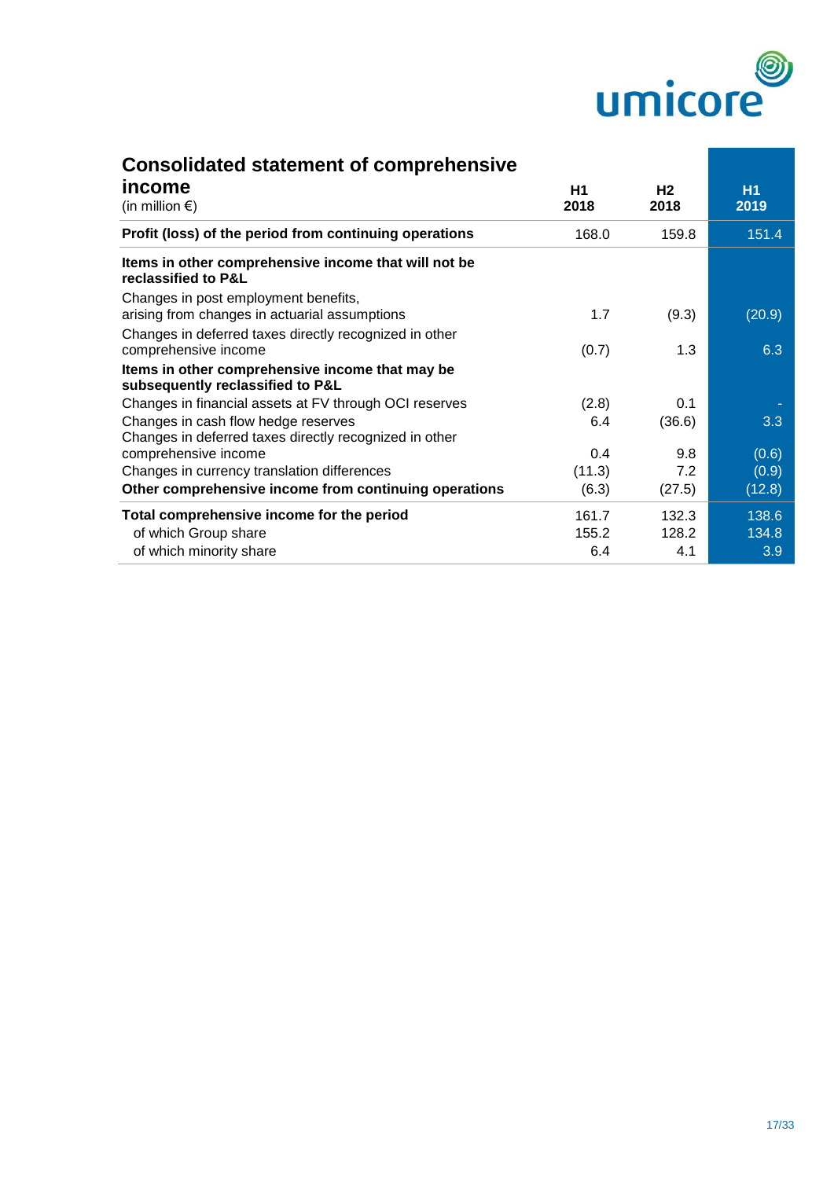## Consolidated statement of comprehensive income

| (in million €) | H1 2018 | H2 2018 | H1 2019 |
|---|---|---|---|
| **Profit (loss) of the period from continuing operations** | 168.0 | 159.8 | 151.4 |
| **Items in other comprehensive income that will not be reclassified to P&L** | | | |
| Changes in post employment benefits, arising from changes in actuarial assumptions | 1.7 | (9.3) | (20.9) |
| Changes in deferred taxes directly recognized in other comprehensive income | (0.7) | 1.3 | 6.3 |
| **Items in other comprehensive income that may be subsequently reclassified to P&L** | | | |
| Changes in financial assets at FV through OCI reserves | (2.8) | 0.1 | - |
| Changes in cash flow hedge reserves | 6.4 | (36.6) | 3.3 |
| Changes in deferred taxes directly recognized in other comprehensive income | 0.4 | 9.8 | (0.6) |
| Changes in currency translation differences | (11.3) | 7.2 | (0.9) |
| **Other comprehensive income from continuing operations** | (6.3) | (27.5) | (12.8) |
| **Total comprehensive income for the period** | 161.7 | 132.3 | 138.6 |
| of which Group share | 155.2 | 128.2 | 134.8 |
| of which minority share | 6.4 | 4.1 | 3.9 |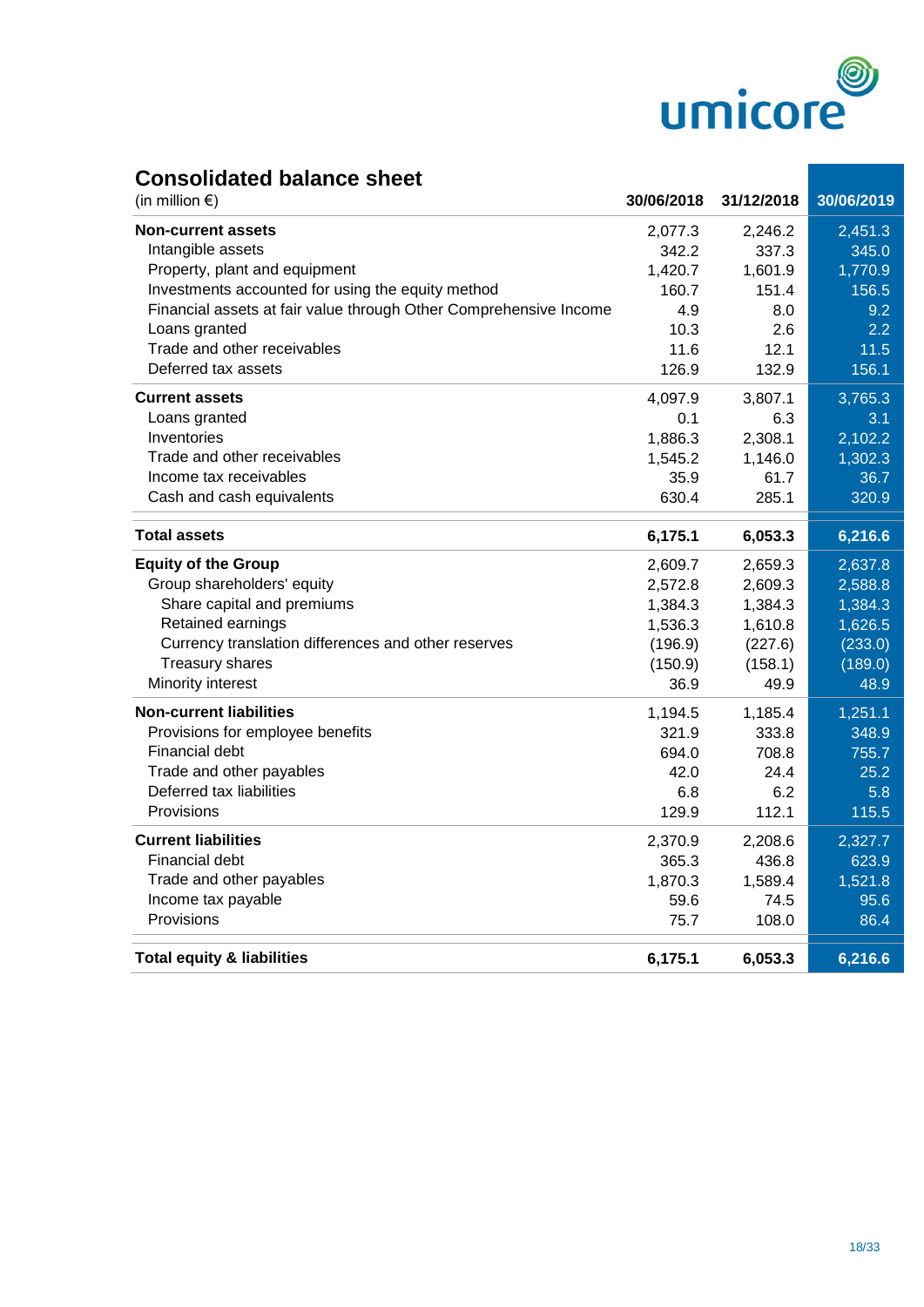## Consolidated balance sheet

| (in million €) | 30/06/2018 | 31/12/2018 | 30/06/2019 |
|---|---|---|---|
| **Non-current assets** | 2,077.3 | 2,246.2 | 2,451.3 |
| Intangible assets | 342.2 | 337.3 | 345.0 |
| Property, plant and equipment | 1,420.7 | 1,601.9 | 1,770.9 |
| Investments accounted for using the equity method | 160.7 | 151.4 | 156.5 |
| Financial assets at fair value through Other Comprehensive Income | 4.9 | 8.0 | 9.2 |
| Loans granted | 10.3 | 2.6 | 2.2 |
| Trade and other receivables | 11.6 | 12.1 | 11.5 |
| Deferred tax assets | 126.9 | 132.9 | 156.1 |
| **Current assets** | 4,097.9 | 3,807.1 | 3,765.3 |
| Loans granted | 0.1 | 6.3 | 3.1 |
| Inventories | 1,886.3 | 2,308.1 | 2,102.2 |
| Trade and other receivables | 1,545.2 | 1,146.0 | 1,302.3 |
| Income tax receivables | 35.9 | 61.7 | 36.7 |
| Cash and cash equivalents | 630.4 | 285.1 | 320.9 |
| **Total assets** | **6,175.1** | **6,053.3** | **6,216.6** |
| **Equity of the Group** | 2,609.7 | 2,659.3 | 2,637.8 |
| Group shareholders' equity | 2,572.8 | 2,609.3 | 2,588.8 |
| Share capital and premiums | 1,384.3 | 1,384.3 | 1,384.3 |
| Retained earnings | 1,536.3 | 1,610.8 | 1,626.5 |
| Currency translation differences and other reserves | (196.9) | (227.6) | (233.0) |
| Treasury shares | (150.9) | (158.1) | (189.0) |
| Minority interest | 36.9 | 49.9 | 48.9 |
| **Non-current liabilities** | 1,194.5 | 1,185.4 | 1,251.1 |
| Provisions for employee benefits | 321.9 | 333.8 | 348.9 |
| Financial debt | 694.0 | 708.8 | 755.7 |
| Trade and other payables | 42.0 | 24.4 | 25.2 |
| Deferred tax liabilities | 6.8 | 6.2 | 5.8 |
| Provisions | 129.9 | 112.1 | 115.5 |
| **Current liabilities** | 2,370.9 | 2,208.6 | 2,327.7 |
| Financial debt | 365.3 | 436.8 | 623.9 |
| Trade and other payables | 1,870.3 | 1,589.4 | 1,521.8 |
| Income tax payable | 59.6 | 74.5 | 95.6 |
| Provisions | 75.7 | 108.0 | 86.4 |
| **Total equity & liabilities** | **6,175.1** | **6,053.3** | **6,216.6** |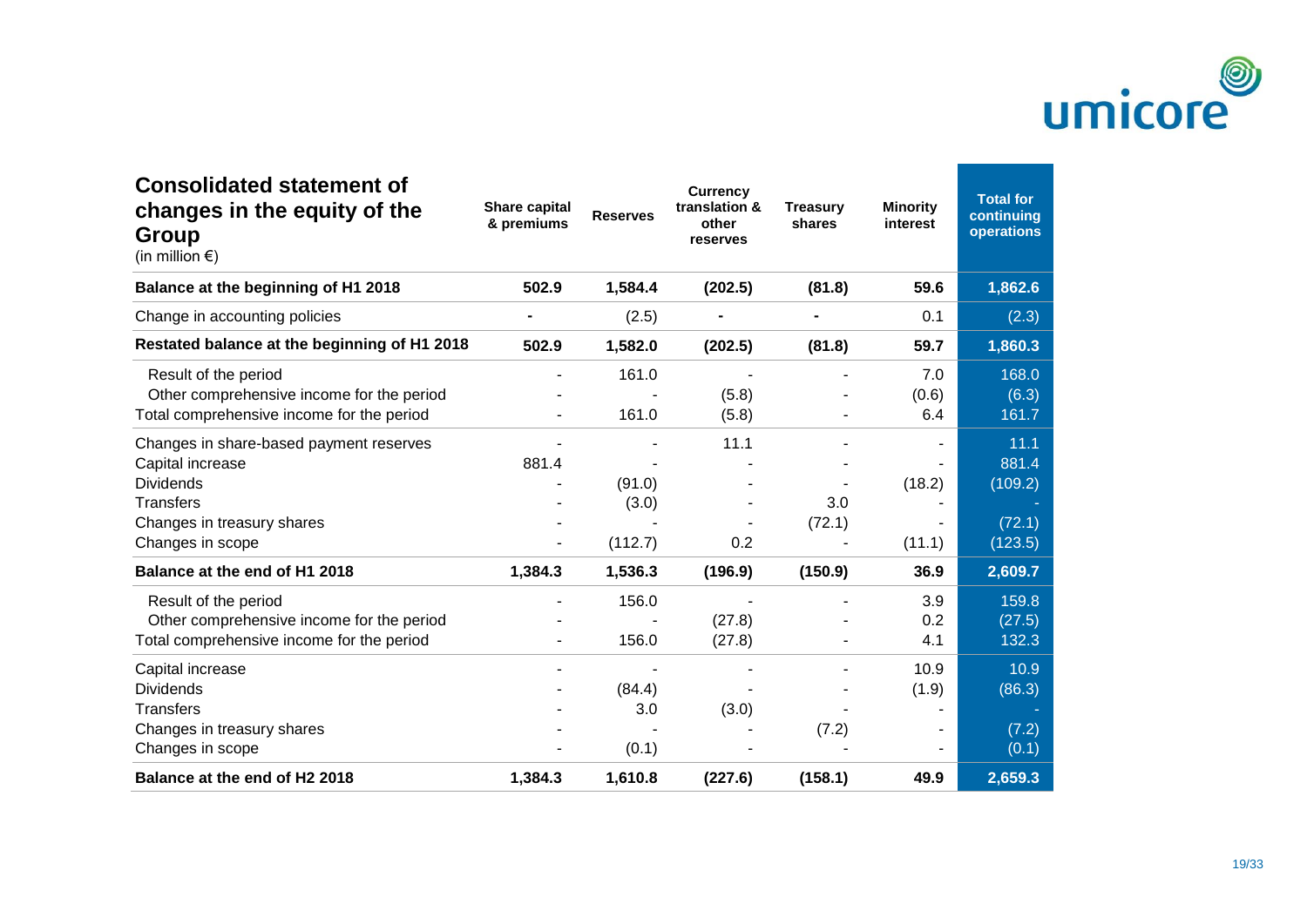## Consolidated statement of changes in the equity of the Group

(in million €)

| | Share capital & premiums | Reserves | Currency translation & other reserves | Treasury shares | Minority interest | Total for continuing operations |
|---|---|---|---|---|---|---|
| **Balance at the beginning of H1 2018** | **502.9** | **1,584.4** | **(202.5)** | **(81.8)** | **59.6** | **1,862.6** |
| Change in accounting policies | - | (2.5) | - | - | 0.1 | (2.3) |
| **Restated balance at the beginning of H1 2018** | **502.9** | **1,582.0** | **(202.5)** | **(81.8)** | **59.7** | **1,860.3** |
| Result of the period | - | 161.0 | - | - | 7.0 | 168.0 |
| Other comprehensive income for the period | - | - | (5.8) | - | (0.6) | (6.3) |
| Total comprehensive income for the period | - | 161.0 | (5.8) | - | 6.4 | 161.7 |
| Changes in share-based payment reserves | - | - | 11.1 | - | - | 11.1 |
| Capital increase | 881.4 | - | - | - | - | 881.4 |
| Dividends | - | (91.0) | - | - | (18.2) | (109.2) |
| Transfers | - | (3.0) | - | 3.0 | - | - |
| Changes in treasury shares | - | - | - | (72.1) | - | (72.1) |
| Changes in scope | - | (112.7) | 0.2 | - | (11.1) | (123.5) |
| **Balance at the end of H1 2018** | **1,384.3** | **1,536.3** | **(196.9)** | **(150.9)** | **36.9** | **2,609.7** |
| Result of the period | - | 156.0 | - | - | 3.9 | 159.8 |
| Other comprehensive income for the period | - | - | (27.8) | - | 0.2 | (27.5) |
| Total comprehensive income for the period | - | 156.0 | (27.8) | - | 4.1 | 132.3 |
| Capital increase | - | - | - | - | 10.9 | 10.9 |
| Dividends | - | (84.4) | - | - | (1.9) | (86.3) |
| Transfers | - | 3.0 | (3.0) | - | - | - |
| Changes in treasury shares | - | - | - | (7.2) | - | (7.2) |
| Changes in scope | - | (0.1) | - | - | - | (0.1) |
| **Balance at the end of H2 2018** | **1,384.3** | **1,610.8** | **(227.6)** | **(158.1)** | **49.9** | **2,659.3** |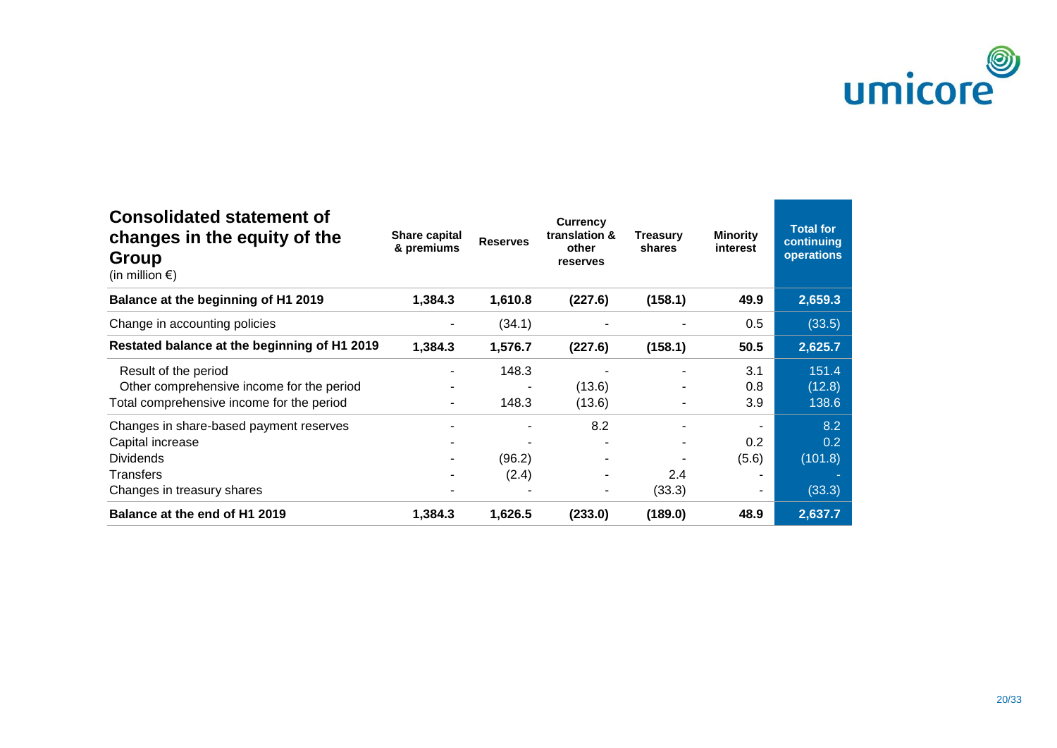## Consolidated statement of changes in the equity of the Group

(in million €)

| | Share capital & premiums | Reserves | Currency translation & other reserves | Treasury shares | Minority interest | Total for continuing operations |
|---|---|---|---|---|---|---|
| **Balance at the beginning of H1 2019** | **1,384.3** | **1,610.8** | **(227.6)** | **(158.1)** | **49.9** | **2,659.3** |
| Change in accounting policies | - | (34.1) | - | - | 0.5 | (33.5) |
| **Restated balance at the beginning of H1 2019** | **1,384.3** | **1,576.7** | **(227.6)** | **(158.1)** | **50.5** | **2,625.7** |
| Result of the period | - | 148.3 | - | - | 3.1 | 151.4 |
| Other comprehensive income for the period | - | - | (13.6) | - | 0.8 | (12.8) |
| Total comprehensive income for the period | - | 148.3 | (13.6) | - | 3.9 | 138.6 |
| Changes in share-based payment reserves | - | - | 8.2 | - | - | 8.2 |
| Capital increase | - | - | - | - | 0.2 | 0.2 |
| Dividends | - | (96.2) | - | - | (5.6) | (101.8) |
| Transfers | - | (2.4) | - | 2.4 | - | - |
| Changes in treasury shares | - | - | - | (33.3) | - | (33.3) |
| **Balance at the end of H1 2019** | **1,384.3** | **1,626.5** | **(233.0)** | **(189.0)** | **48.9** | **2,637.7** |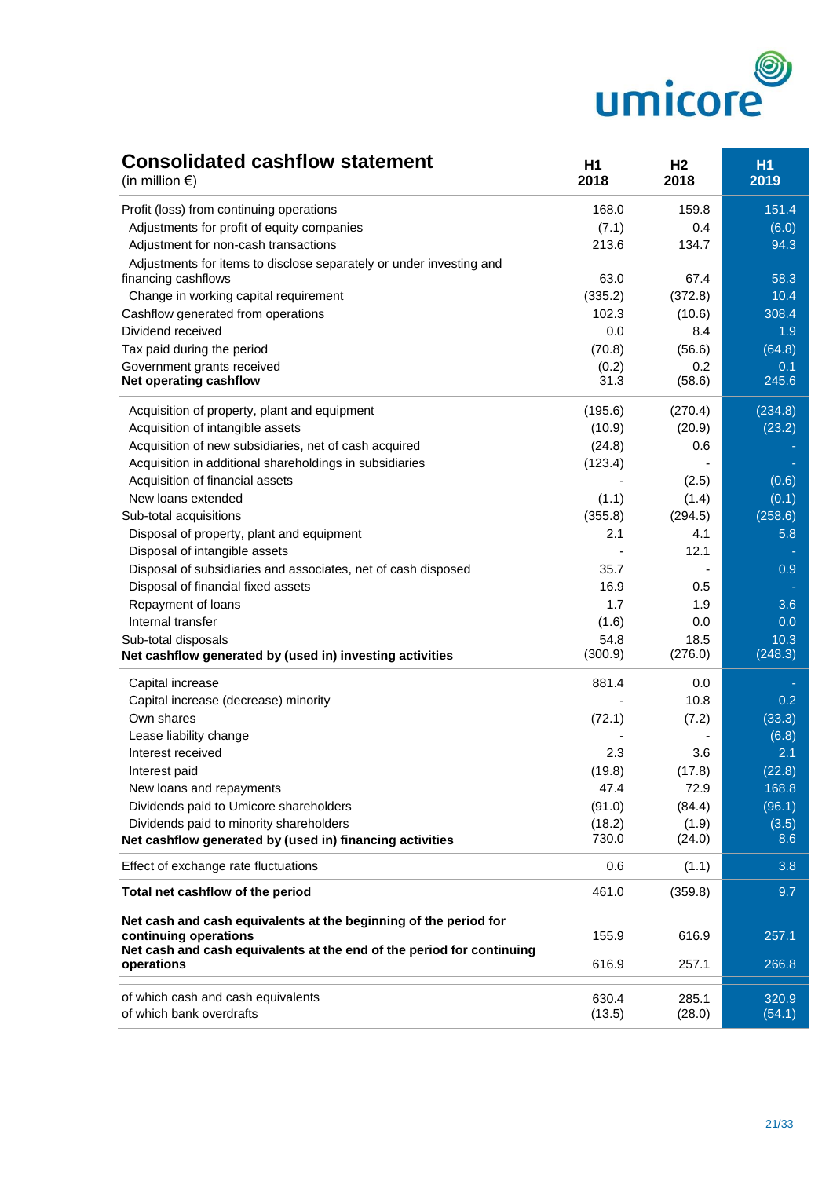## Consolidated cashflow statement

(in million €)

| | H1 2018 | H2 2018 | H1 2019 |
|---|---|---|---|
| Profit (loss) from continuing operations | 168.0 | 159.8 | 151.4 |
| Adjustments for profit of equity companies | (7.1) | 0.4 | (6.0) |
| Adjustment for non-cash transactions | 213.6 | 134.7 | 94.3 |
| Adjustments for items to disclose separately or under investing and financing cashflows | 63.0 | 67.4 | 58.3 |
| Change in working capital requirement | (335.2) | (372.8) | 10.4 |
| Cashflow generated from operations | 102.3 | (10.6) | 308.4 |
| Dividend received | 0.0 | 8.4 | 1.9 |
| Tax paid during the period | (70.8) | (56.6) | (64.8) |
| Government grants received | (0.2) | 0.2 | 0.1 |
| **Net operating cashflow** | 31.3 | (58.6) | 245.6 |
| Acquisition of property, plant and equipment | (195.6) | (270.4) | (234.8) |
| Acquisition of intangible assets | (10.9) | (20.9) | (23.2) |
| Acquisition of new subsidiaries, net of cash acquired | (24.8) | 0.6 | - |
| Acquisition in additional shareholdings in subsidiaries | (123.4) | - | - |
| Acquisition of financial assets | - | (2.5) | (0.6) |
| New loans extended | (1.1) | (1.4) | (0.1) |
| Sub-total acquisitions | (355.8) | (294.5) | (258.6) |
| Disposal of property, plant and equipment | 2.1 | 4.1 | 5.8 |
| Disposal of intangible assets | - | 12.1 | - |
| Disposal of subsidiaries and associates, net of cash disposed | 35.7 | - | 0.9 |
| Disposal of financial fixed assets | 16.9 | 0.5 | - |
| Repayment of loans | 1.7 | 1.9 | 3.6 |
| Internal transfer | (1.6) | 0.0 | 0.0 |
| Sub-total disposals | 54.8 | 18.5 | 10.3 |
| **Net cashflow generated by (used in) investing activities** | (300.9) | (276.0) | (248.3) |
| Capital increase | 881.4 | 0.0 | - |
| Capital increase (decrease) minority | - | 10.8 | 0.2 |
| Own shares | (72.1) | (7.2) | (33.3) |
| Lease liability change | - | - | (6.8) |
| Interest received | 2.3 | 3.6 | 2.1 |
| Interest paid | (19.8) | (17.8) | (22.8) |
| New loans and repayments | 47.4 | 72.9 | 168.8 |
| Dividends paid to Umicore shareholders | (91.0) | (84.4) | (96.1) |
| Dividends paid to minority shareholders | (18.2) | (1.9) | (3.5) |
| **Net cashflow generated by (used in) financing activities** | 730.0 | (24.0) | 8.6 |
| Effect of exchange rate fluctuations | 0.6 | (1.1) | 3.8 |
| **Total net cashflow of the period** | 461.0 | (359.8) | 9.7 |
| **Net cash and cash equivalents at the beginning of the period for continuing operations** | 155.9 | 616.9 | 257.1 |
| **Net cash and cash equivalents at the end of the period for continuing operations** | 616.9 | 257.1 | 266.8 |
| of which cash and cash equivalents | 630.4 | 285.1 | 320.9 |
| of which bank overdrafts | (13.5) | (28.0) | (54.1) |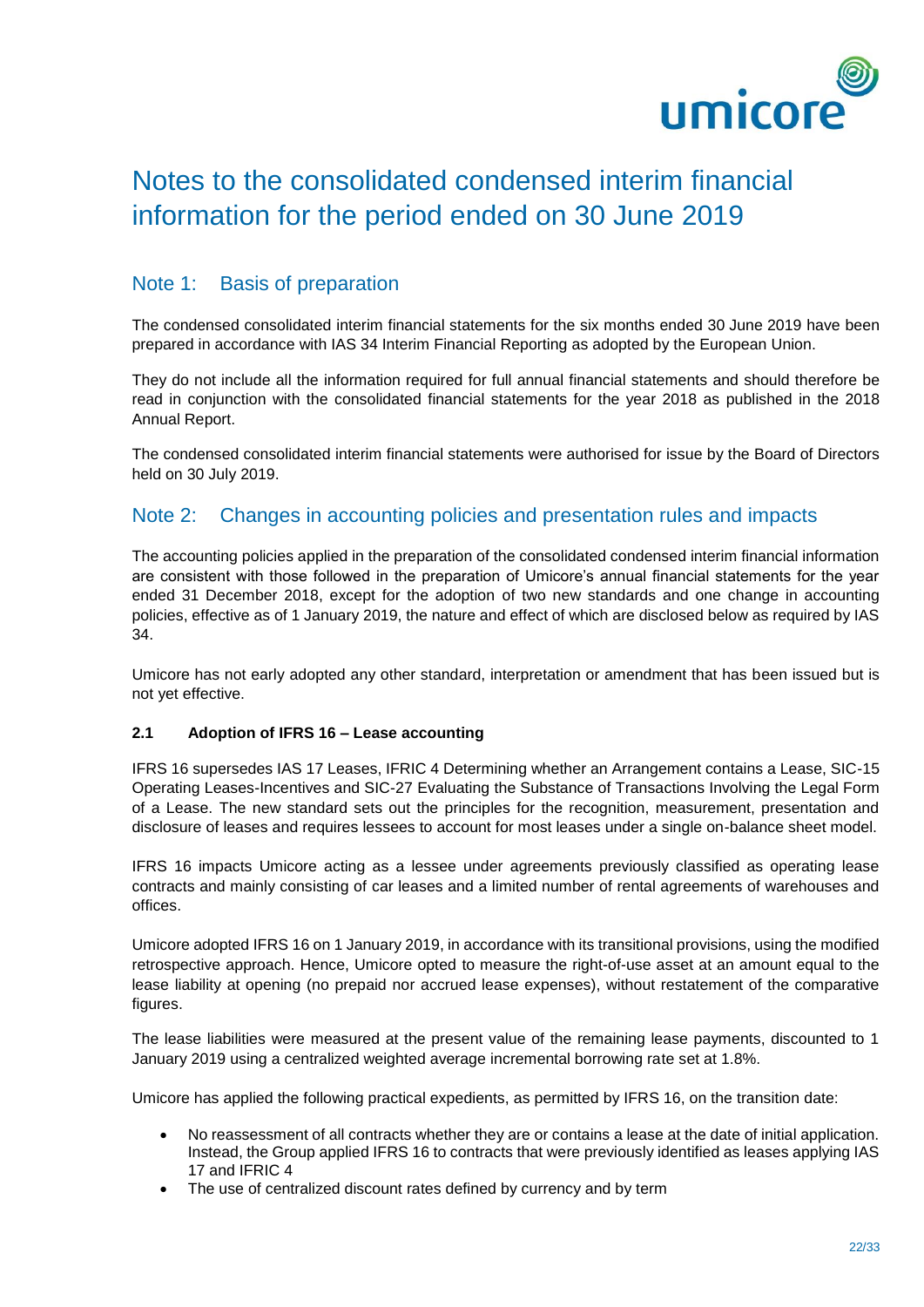# Notes to the consolidated condensed interim financial information for the period ended on 30 June 2019

## Note 1: Basis of preparation

The condensed consolidated interim financial statements for the six months ended 30 June 2019 have been prepared in accordance with IAS 34 Interim Financial Reporting as adopted by the European Union.

They do not include all the information required for full annual financial statements and should therefore be read in conjunction with the consolidated financial statements for the year 2018 as published in the 2018 Annual Report.

The condensed consolidated interim financial statements were authorised for issue by the Board of Directors held on 30 July 2019.

## Note 2: Changes in accounting policies and presentation rules and impacts

The accounting policies applied in the preparation of the consolidated condensed interim financial information are consistent with those followed in the preparation of Umicore's annual financial statements for the year ended 31 December 2018, except for the adoption of two new standards and one change in accounting policies, effective as of 1 January 2019, the nature and effect of which are disclosed below as required by IAS 34.

Umicore has not early adopted any other standard, interpretation or amendment that has been issued but is not yet effective.

### 2.1 Adoption of IFRS 16 – Lease accounting

IFRS 16 supersedes IAS 17 Leases, IFRIC 4 Determining whether an Arrangement contains a Lease, SIC-15 Operating Leases-Incentives and SIC-27 Evaluating the Substance of Transactions Involving the Legal Form of a Lease. The new standard sets out the principles for the recognition, measurement, presentation and disclosure of leases and requires lessees to account for most leases under a single on-balance sheet model.

IFRS 16 impacts Umicore acting as a lessee under agreements previously classified as operating lease contracts and mainly consisting of car leases and a limited number of rental agreements of warehouses and offices.

Umicore adopted IFRS 16 on 1 January 2019, in accordance with its transitional provisions, using the modified retrospective approach. Hence, Umicore opted to measure the right-of-use asset at an amount equal to the lease liability at opening (no prepaid nor accrued lease expenses), without restatement of the comparative figures.

The lease liabilities were measured at the present value of the remaining lease payments, discounted to 1 January 2019 using a centralized weighted average incremental borrowing rate set at 1.8%.

Umicore has applied the following practical expedients, as permitted by IFRS 16, on the transition date:

- No reassessment of all contracts whether they are or contains a lease at the date of initial application. Instead, the Group applied IFRS 16 to contracts that were previously identified as leases applying IAS 17 and IFRIC 4
- The use of centralized discount rates defined by currency and by term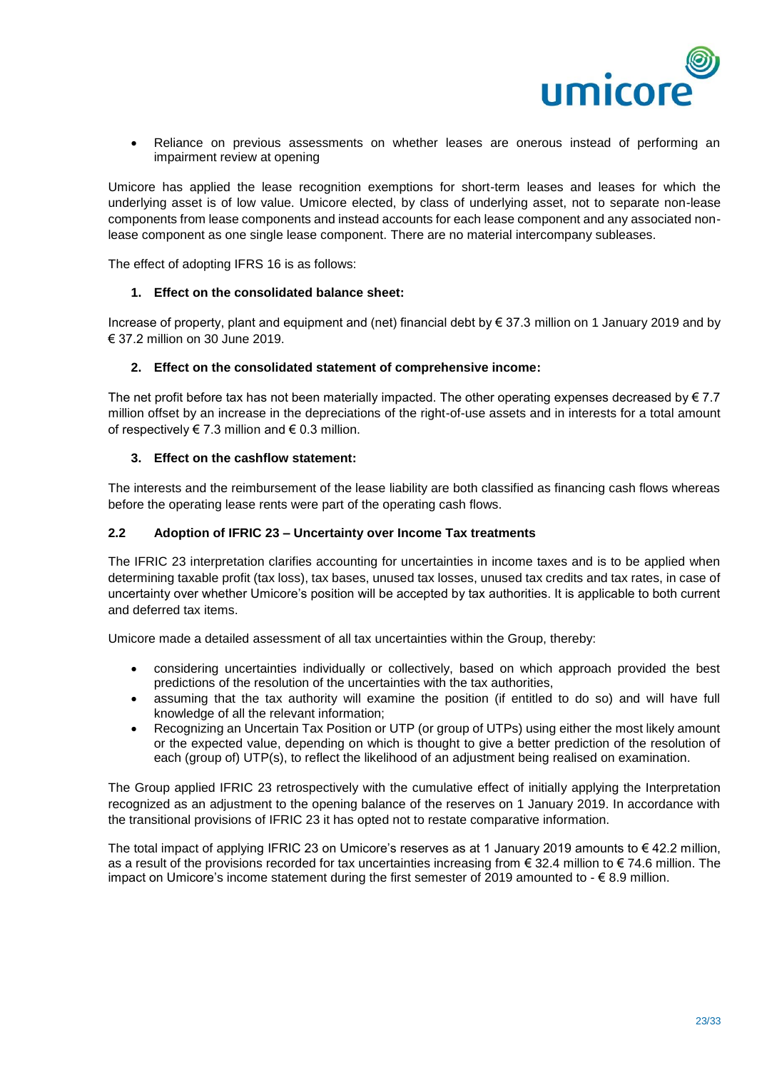- Reliance on previous assessments on whether leases are onerous instead of performing an impairment review at opening

Umicore has applied the lease recognition exemptions for short-term leases and leases for which the underlying asset is of low value. Umicore elected, by class of underlying asset, not to separate non-lease components from lease components and instead accounts for each lease component and any associated non-lease component as one single lease component. There are no material intercompany subleases.

The effect of adopting IFRS 16 is as follows:

1. **Effect on the consolidated balance sheet:**

Increase of property, plant and equipment and (net) financial debt by € 37.3 million on 1 January 2019 and by € 37.2 million on 30 June 2019.

2. **Effect on the consolidated statement of comprehensive income:**

The net profit before tax has not been materially impacted. The other operating expenses decreased by € 7.7 million offset by an increase in the depreciations of the right-of-use assets and in interests for a total amount of respectively € 7.3 million and € 0.3 million.

3. **Effect on the cashflow statement:**

The interests and the reimbursement of the lease liability are both classified as financing cash flows whereas before the operating lease rents were part of the operating cash flows.

### 2.2 Adoption of IFRIC 23 – Uncertainty over Income Tax treatments

The IFRIC 23 interpretation clarifies accounting for uncertainties in income taxes and is to be applied when determining taxable profit (tax loss), tax bases, unused tax losses, unused tax credits and tax rates, in case of uncertainty over whether Umicore's position will be accepted by tax authorities. It is applicable to both current and deferred tax items.

Umicore made a detailed assessment of all tax uncertainties within the Group, thereby:

- considering uncertainties individually or collectively, based on which approach provided the best predictions of the resolution of the uncertainties with the tax authorities,
- assuming that the tax authority will examine the position (if entitled to do so) and will have full knowledge of all the relevant information;
- Recognizing an Uncertain Tax Position or UTP (or group of UTPs) using either the most likely amount or the expected value, depending on which is thought to give a better prediction of the resolution of each (group of) UTP(s), to reflect the likelihood of an adjustment being realised on examination.

The Group applied IFRIC 23 retrospectively with the cumulative effect of initially applying the Interpretation recognized as an adjustment to the opening balance of the reserves on 1 January 2019. In accordance with the transitional provisions of IFRIC 23 it has opted not to restate comparative information.

The total impact of applying IFRIC 23 on Umicore's reserves as at 1 January 2019 amounts to € 42.2 million, as a result of the provisions recorded for tax uncertainties increasing from € 32.4 million to € 74.6 million. The impact on Umicore's income statement during the first semester of 2019 amounted to - € 8.9 million.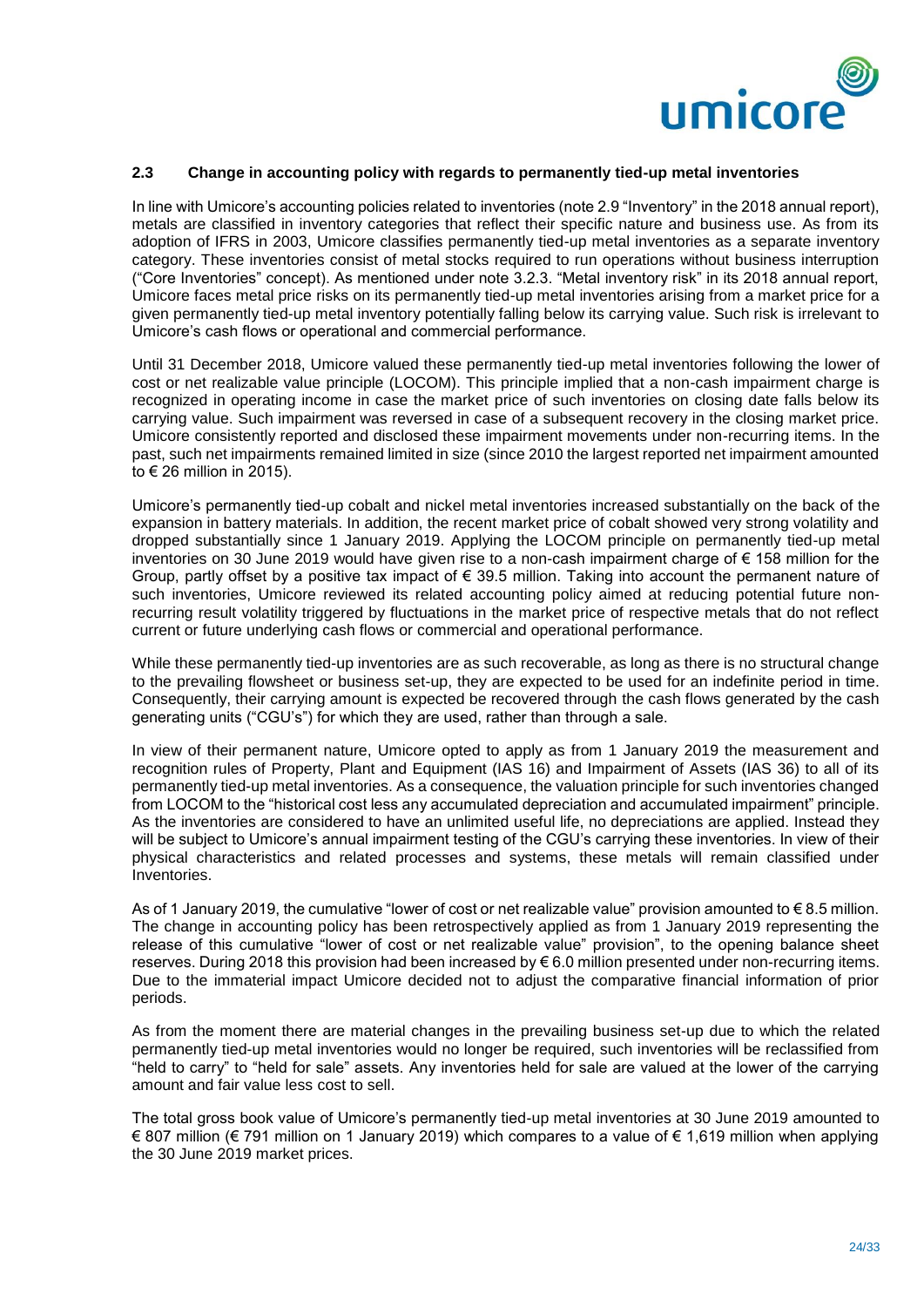### 2.3 Change in accounting policy with regards to permanently tied-up metal inventories

In line with Umicore's accounting policies related to inventories (note 2.9 "Inventory" in the 2018 annual report), metals are classified in inventory categories that reflect their specific nature and business use. As from its adoption of IFRS in 2003, Umicore classifies permanently tied-up metal inventories as a separate inventory category. These inventories consist of metal stocks required to run operations without business interruption ("Core Inventories" concept). As mentioned under note 3.2.3. "Metal inventory risk" in its 2018 annual report, Umicore faces metal price risks on its permanently tied-up metal inventories arising from a market price for a given permanently tied-up metal inventory potentially falling below its carrying value. Such risk is irrelevant to Umicore's cash flows or operational and commercial performance.

Until 31 December 2018, Umicore valued these permanently tied-up metal inventories following the lower of cost or net realizable value principle (LOCOM). This principle implied that a non-cash impairment charge is recognized in operating income in case the market price of such inventories on closing date falls below its carrying value. Such impairment was reversed in case of a subsequent recovery in the closing market price. Umicore consistently reported and disclosed these impairment movements under non-recurring items. In the past, such net impairments remained limited in size (since 2010 the largest reported net impairment amounted to € 26 million in 2015).

Umicore's permanently tied-up cobalt and nickel metal inventories increased substantially on the back of the expansion in battery materials. In addition, the recent market price of cobalt showed very strong volatility and dropped substantially since 1 January 2019. Applying the LOCOM principle on permanently tied-up metal inventories on 30 June 2019 would have given rise to a non-cash impairment charge of € 158 million for the Group, partly offset by a positive tax impact of € 39.5 million. Taking into account the permanent nature of such inventories, Umicore reviewed its related accounting policy aimed at reducing potential future non-recurring result volatility triggered by fluctuations in the market price of respective metals that do not reflect current or future underlying cash flows or commercial and operational performance.

While these permanently tied-up inventories are as such recoverable, as long as there is no structural change to the prevailing flowsheet or business set-up, they are expected to be used for an indefinite period in time. Consequently, their carrying amount is expected be recovered through the cash flows generated by the cash generating units ("CGU's") for which they are used, rather than through a sale.

In view of their permanent nature, Umicore opted to apply as from 1 January 2019 the measurement and recognition rules of Property, Plant and Equipment (IAS 16) and Impairment of Assets (IAS 36) to all of its permanently tied-up metal inventories. As a consequence, the valuation principle for such inventories changed from LOCOM to the "historical cost less any accumulated depreciation and accumulated impairment" principle. As the inventories are considered to have an unlimited useful life, no depreciations are applied. Instead they will be subject to Umicore's annual impairment testing of the CGU's carrying these inventories. In view of their physical characteristics and related processes and systems, these metals will remain classified under Inventories.

As of 1 January 2019, the cumulative "lower of cost or net realizable value" provision amounted to € 8.5 million. The change in accounting policy has been retrospectively applied as from 1 January 2019 representing the release of this cumulative "lower of cost or net realizable value" provision", to the opening balance sheet reserves. During 2018 this provision had been increased by € 6.0 million presented under non-recurring items. Due to the immaterial impact Umicore decided not to adjust the comparative financial information of prior periods.

As from the moment there are material changes in the prevailing business set-up due to which the related permanently tied-up metal inventories would no longer be required, such inventories will be reclassified from "held to carry" to "held for sale" assets. Any inventories held for sale are valued at the lower of the carrying amount and fair value less cost to sell.

The total gross book value of Umicore's permanently tied-up metal inventories at 30 June 2019 amounted to € 807 million (€ 791 million on 1 January 2019) which compares to a value of € 1,619 million when applying the 30 June 2019 market prices.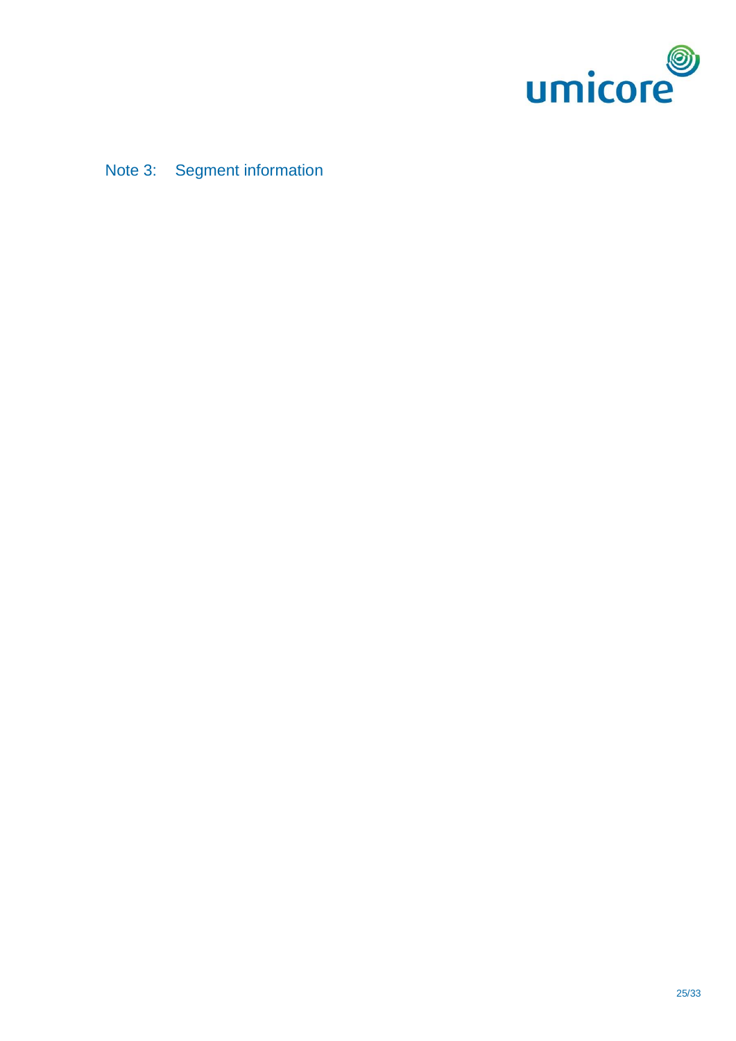## Note 3: Segment information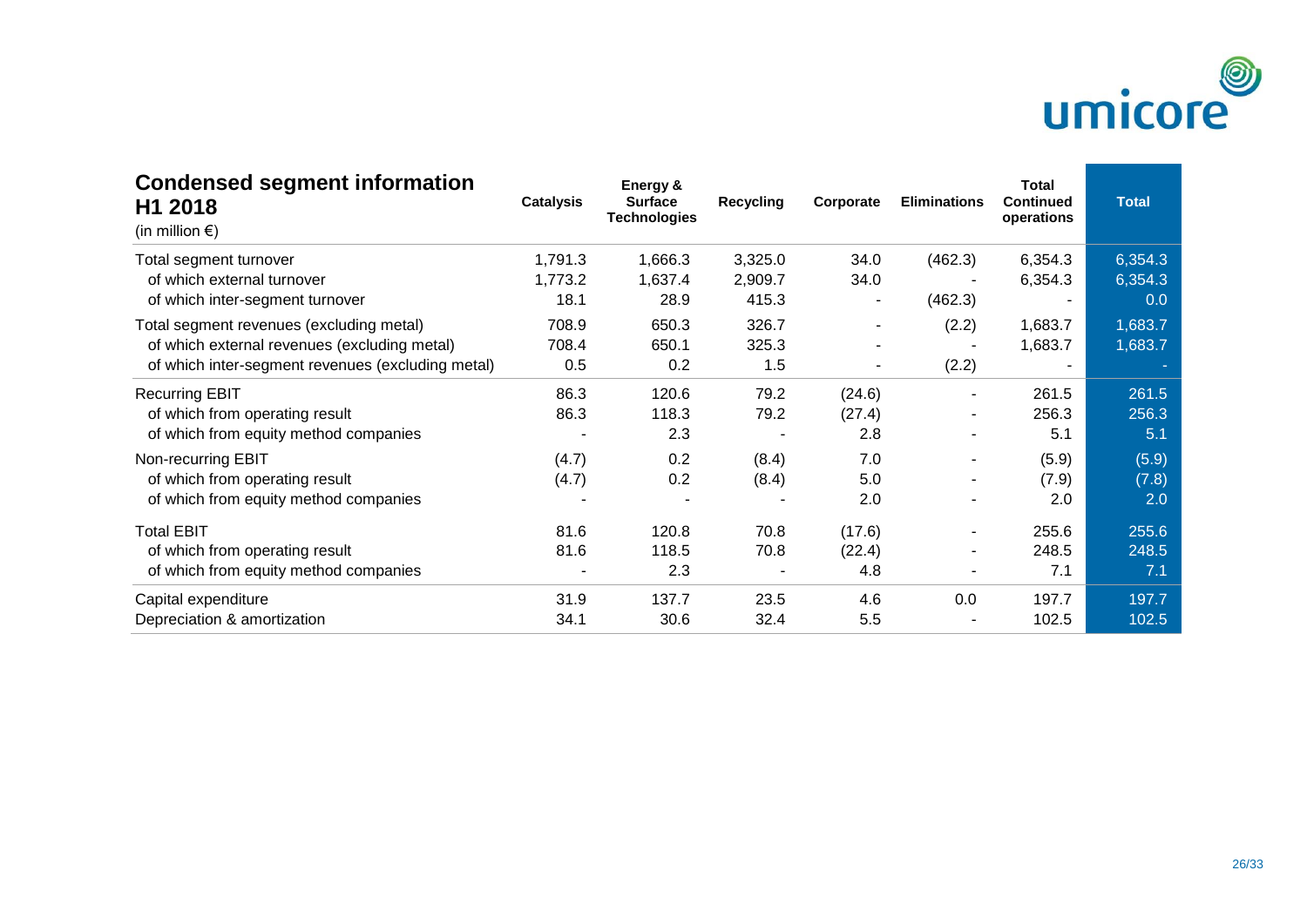## Condensed segment information H1 2018

(in million €)

| | Catalysis | Energy & Surface Technologies | Recycling | Corporate | Eliminations | Total Continued operations | Total |
|---|---|---|---|---|---|---|---|
| Total segment turnover | 1,791.3 | 1,666.3 | 3,325.0 | 34.0 | (462.3) | 6,354.3 | 6,354.3 |
| of which external turnover | 1,773.2 | 1,637.4 | 2,909.7 | 34.0 | - | 6,354.3 | 6,354.3 |
| of which inter-segment turnover | 18.1 | 28.9 | 415.3 | - | (462.3) | - | 0.0 |
| Total segment revenues (excluding metal) | 708.9 | 650.3 | 326.7 | - | (2.2) | 1,683.7 | 1,683.7 |
| of which external revenues (excluding metal) | 708.4 | 650.1 | 325.3 | - | - | 1,683.7 | 1,683.7 |
| of which inter-segment revenues (excluding metal) | 0.5 | 0.2 | 1.5 | - | (2.2) | - | - |
| Recurring EBIT | 86.3 | 120.6 | 79.2 | (24.6) | - | 261.5 | 261.5 |
| of which from operating result | 86.3 | 118.3 | 79.2 | (27.4) | - | 256.3 | 256.3 |
| of which from equity method companies | - | 2.3 | - | 2.8 | - | 5.1 | 5.1 |
| Non-recurring EBIT | (4.7) | 0.2 | (8.4) | 7.0 | - | (5.9) | (5.9) |
| of which from operating result | (4.7) | 0.2 | (8.4) | 5.0 | - | (7.9) | (7.8) |
| of which from equity method companies | - | - | - | 2.0 | - | 2.0 | 2.0 |
| Total EBIT | 81.6 | 120.8 | 70.8 | (17.6) | - | 255.6 | 255.6 |
| of which from operating result | 81.6 | 118.5 | 70.8 | (22.4) | - | 248.5 | 248.5 |
| of which from equity method companies | - | 2.3 | - | 4.8 | - | 7.1 | 7.1 |
| Capital expenditure | 31.9 | 137.7 | 23.5 | 4.6 | 0.0 | 197.7 | 197.7 |
| Depreciation & amortization | 34.1 | 30.6 | 32.4 | 5.5 | - | 102.5 | 102.5 |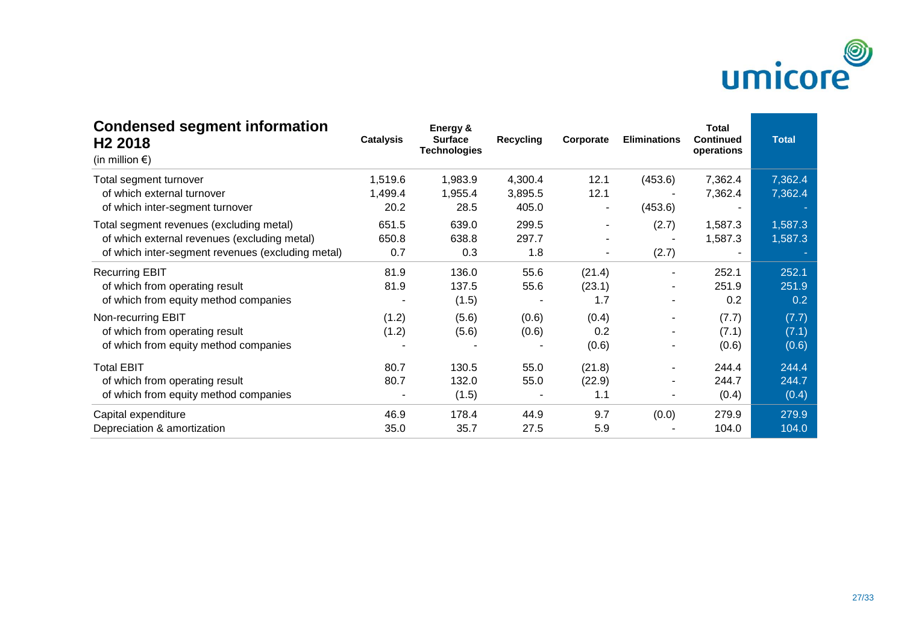## Condensed segment information H2 2018

(in million €)

| | Catalysis | Energy & Surface Technologies | Recycling | Corporate | Eliminations | Total Continued operations | Total |
|---|---|---|---|---|---|---|---|
| Total segment turnover | 1,519.6 | 1,983.9 | 4,300.4 | 12.1 | (453.6) | 7,362.4 | 7,362.4 |
| of which external turnover | 1,499.4 | 1,955.4 | 3,895.5 | 12.1 | - | 7,362.4 | 7,362.4 |
| of which inter-segment turnover | 20.2 | 28.5 | 405.0 | - | (453.6) | - | - |
| Total segment revenues (excluding metal) | 651.5 | 639.0 | 299.5 | - | (2.7) | 1,587.3 | 1,587.3 |
| of which external revenues (excluding metal) | 650.8 | 638.8 | 297.7 | - | - | 1,587.3 | 1,587.3 |
| of which inter-segment revenues (excluding metal) | 0.7 | 0.3 | 1.8 | - | (2.7) | - | - |
| Recurring EBIT | 81.9 | 136.0 | 55.6 | (21.4) | - | 252.1 | 252.1 |
| of which from operating result | 81.9 | 137.5 | 55.6 | (23.1) | - | 251.9 | 251.9 |
| of which from equity method companies | - | (1.5) | - | 1.7 | - | 0.2 | 0.2 |
| Non-recurring EBIT | (1.2) | (5.6) | (0.6) | (0.4) | - | (7.7) | (7.7) |
| of which from operating result | (1.2) | (5.6) | (0.6) | 0.2 | - | (7.1) | (7.1) |
| of which from equity method companies | - | - | - | (0.6) | - | (0.6) | (0.6) |
| Total EBIT | 80.7 | 130.5 | 55.0 | (21.8) | - | 244.4 | 244.4 |
| of which from operating result | 80.7 | 132.0 | 55.0 | (22.9) | - | 244.7 | 244.7 |
| of which from equity method companies | - | (1.5) | - | 1.1 | - | (0.4) | (0.4) |
| Capital expenditure | 46.9 | 178.4 | 44.9 | 9.7 | (0.0) | 279.9 | 279.9 |
| Depreciation & amortization | 35.0 | 35.7 | 27.5 | 5.9 | - | 104.0 | 104.0 |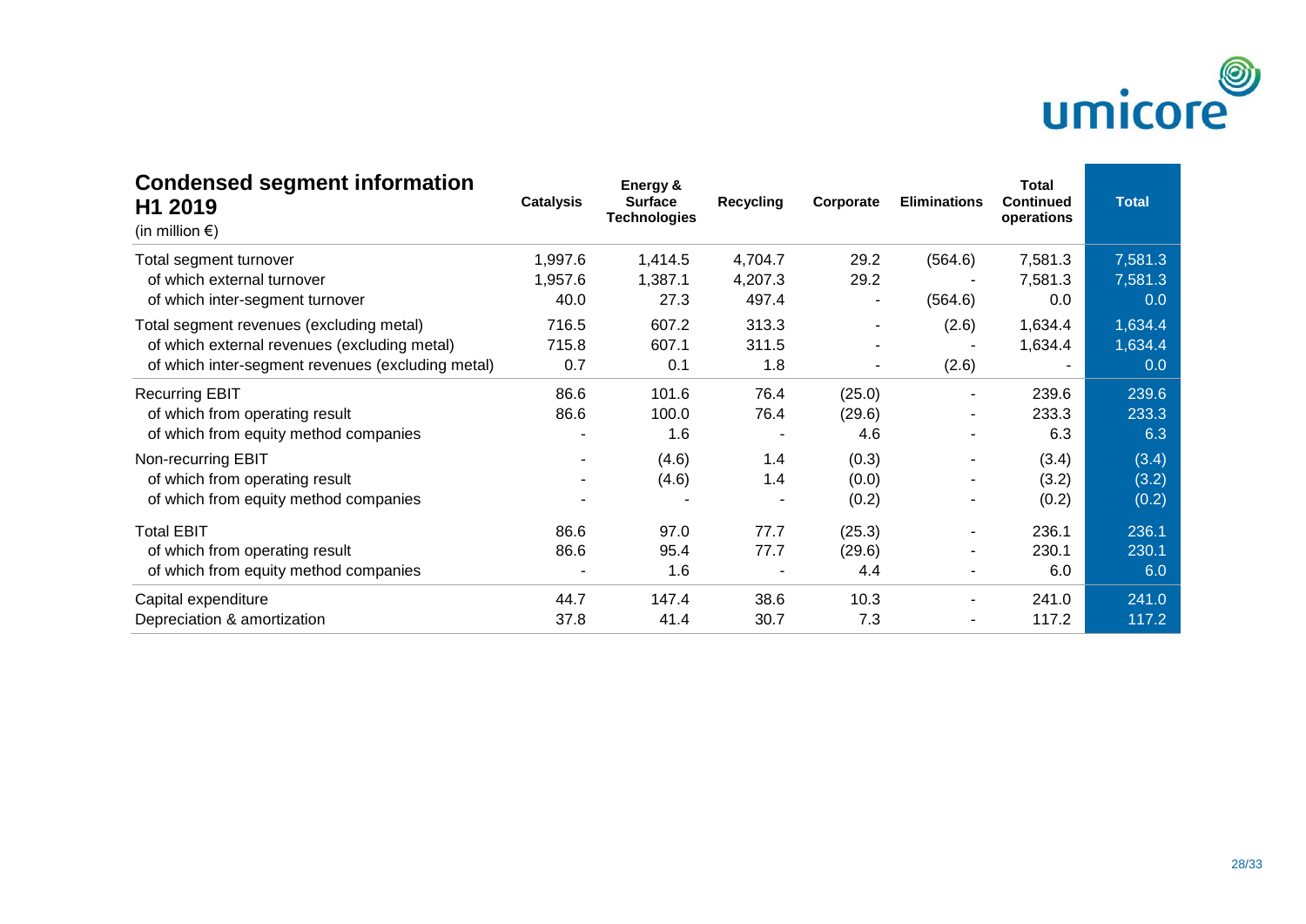## Condensed segment information H1 2019

(in million €)

| | Catalysis | Energy & Surface Technologies | Recycling | Corporate | Eliminations | Total Continued operations | Total |
|---|---|---|---|---|---|---|---|
| Total segment turnover | 1,997.6 | 1,414.5 | 4,704.7 | 29.2 | (564.6) | 7,581.3 | 7,581.3 |
| of which external turnover | 1,957.6 | 1,387.1 | 4,207.3 | 29.2 | - | 7,581.3 | 7,581.3 |
| of which inter-segment turnover | 40.0 | 27.3 | 497.4 | - | (564.6) | 0.0 | 0.0 |
| Total segment revenues (excluding metal) | 716.5 | 607.2 | 313.3 | - | (2.6) | 1,634.4 | 1,634.4 |
| of which external revenues (excluding metal) | 715.8 | 607.1 | 311.5 | - | - | 1,634.4 | 1,634.4 |
| of which inter-segment revenues (excluding metal) | 0.7 | 0.1 | 1.8 | - | (2.6) | - | 0.0 |
| Recurring EBIT | 86.6 | 101.6 | 76.4 | (25.0) | - | 239.6 | 239.6 |
| of which from operating result | 86.6 | 100.0 | 76.4 | (29.6) | - | 233.3 | 233.3 |
| of which from equity method companies | - | 1.6 | - | 4.6 | - | 6.3 | 6.3 |
| Non-recurring EBIT | - | (4.6) | 1.4 | (0.3) | - | (3.4) | (3.4) |
| of which from operating result | - | (4.6) | 1.4 | (0.0) | - | (3.2) | (3.2) |
| of which from equity method companies | - | - | - | (0.2) | - | (0.2) | (0.2) |
| Total EBIT | 86.6 | 97.0 | 77.7 | (25.3) | - | 236.1 | 236.1 |
| of which from operating result | 86.6 | 95.4 | 77.7 | (29.6) | - | 230.1 | 230.1 |
| of which from equity method companies | - | 1.6 | - | 4.4 | - | 6.0 | 6.0 |
| Capital expenditure | 44.7 | 147.4 | 38.6 | 10.3 | - | 241.0 | 241.0 |
| Depreciation & amortization | 37.8 | 41.4 | 30.7 | 7.3 | - | 117.2 | 117.2 |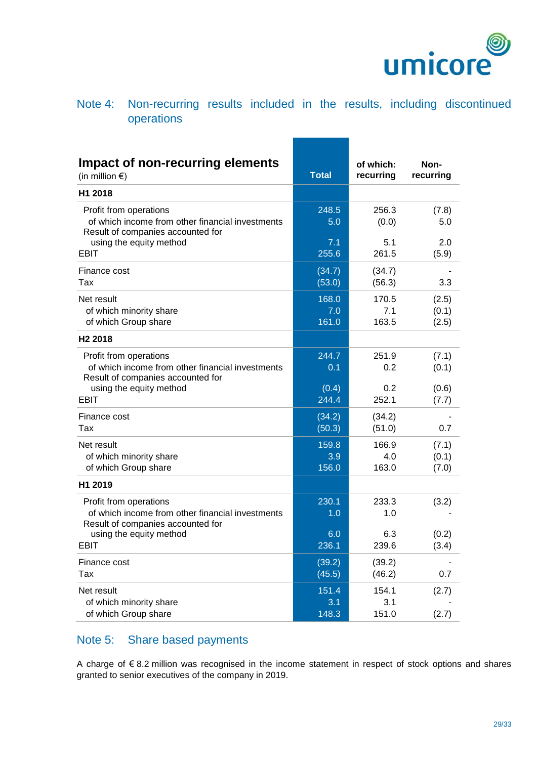## Note 4: Non-recurring results included in the results, including discontinued operations

| **Impact of non-recurring elements** (in million €) | **Total** | **of which: recurring** | **Non-recurring** |
|---|---|---|---|
| **H1 2018** | | | |
| Profit from operations | 248.5 | 256.3 | (7.8) |
| of which income from other financial investments | 5.0 | (0.0) | 5.0 |
| Result of companies accounted for using the equity method | 7.1 | 5.1 | 2.0 |
| EBIT | 255.6 | 261.5 | (5.9) |
| Finance cost | (34.7) | (34.7) | - |
| Tax | (53.0) | (56.3) | 3.3 |
| Net result | 168.0 | 170.5 | (2.5) |
| of which minority share | 7.0 | 7.1 | (0.1) |
| of which Group share | 161.0 | 163.5 | (2.5) |
| **H2 2018** | | | |
| Profit from operations | 244.7 | 251.9 | (7.1) |
| of which income from other financial investments | 0.1 | 0.2 | (0.1) |
| Result of companies accounted for using the equity method | (0.4) | 0.2 | (0.6) |
| EBIT | 244.4 | 252.1 | (7.7) |
| Finance cost | (34.2) | (34.2) | - |
| Tax | (50.3) | (51.0) | 0.7 |
| Net result | 159.8 | 166.9 | (7.1) |
| of which minority share | 3.9 | 4.0 | (0.1) |
| of which Group share | 156.0 | 163.0 | (7.0) |
| **H1 2019** | | | |
| Profit from operations | 230.1 | 233.3 | (3.2) |
| of which income from other financial investments | 1.0 | 1.0 | - |
| Result of companies accounted for using the equity method | 6.0 | 6.3 | (0.2) |
| EBIT | 236.1 | 239.6 | (3.4) |
| Finance cost | (39.2) | (39.2) | - |
| Tax | (45.5) | (46.2) | 0.7 |
| Net result | 151.4 | 154.1 | (2.7) |
| of which minority share | 3.1 | 3.1 | - |
| of which Group share | 148.3 | 151.0 | (2.7) |

## Note 5: Share based payments

A charge of € 8.2 million was recognised in the income statement in respect of stock options and shares granted to senior executives of the company in 2019.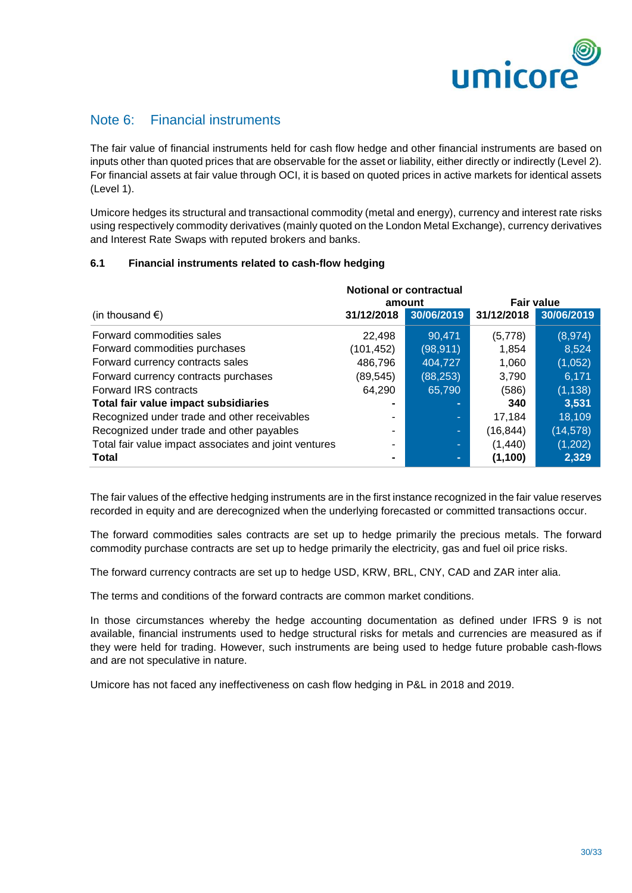## Note 6: Financial instruments

The fair value of financial instruments held for cash flow hedge and other financial instruments are based on inputs other than quoted prices that are observable for the asset or liability, either directly or indirectly (Level 2). For financial assets at fair value through OCI, it is based on quoted prices in active markets for identical assets (Level 1).

Umicore hedges its structural and transactional commodity (metal and energy), currency and interest rate risks using respectively commodity derivatives (mainly quoted on the London Metal Exchange), currency derivatives and Interest Rate Swaps with reputed brokers and banks.

### 6.1 Financial instruments related to cash-flow hedging

| (in thousand €) | Notional or contractual amount | | Fair value | |
|---|---|---|---|---|
| | 31/12/2018 | 30/06/2019 | 31/12/2018 | 30/06/2019 |
| Forward commodities sales | 22,498 | 90,471 | (5,778) | (8,974) |
| Forward commodities purchases | (101,452) | (98,911) | 1,854 | 8,524 |
| Forward currency contracts sales | 486,796 | 404,727 | 1,060 | (1,052) |
| Forward currency contracts purchases | (89,545) | (88,253) | 3,790 | 6,171 |
| Forward IRS contracts | 64,290 | 65,790 | (586) | (1,138) |
| **Total fair value impact subsidiaries** | **-** | **-** | **340** | **3,531** |
| Recognized under trade and other receivables | - | - | 17,184 | 18,109 |
| Recognized under trade and other payables | - | - | (16,844) | (14,578) |
| Total fair value impact associates and joint ventures | - | - | (1,440) | (1,202) |
| **Total** | **-** | **-** | **(1,100)** | **2,329** |

The fair values of the effective hedging instruments are in the first instance recognized in the fair value reserves recorded in equity and are derecognized when the underlying forecasted or committed transactions occur.

The forward commodities sales contracts are set up to hedge primarily the precious metals. The forward commodity purchase contracts are set up to hedge primarily the electricity, gas and fuel oil price risks.

The forward currency contracts are set up to hedge USD, KRW, BRL, CNY, CAD and ZAR inter alia.

The terms and conditions of the forward contracts are common market conditions.

In those circumstances whereby the hedge accounting documentation as defined under IFRS 9 is not available, financial instruments used to hedge structural risks for metals and currencies are measured as if they were held for trading. However, such instruments are being used to hedge future probable cash-flows and are not speculative in nature.

Umicore has not faced any ineffectiveness on cash flow hedging in P&L in 2018 and 2019.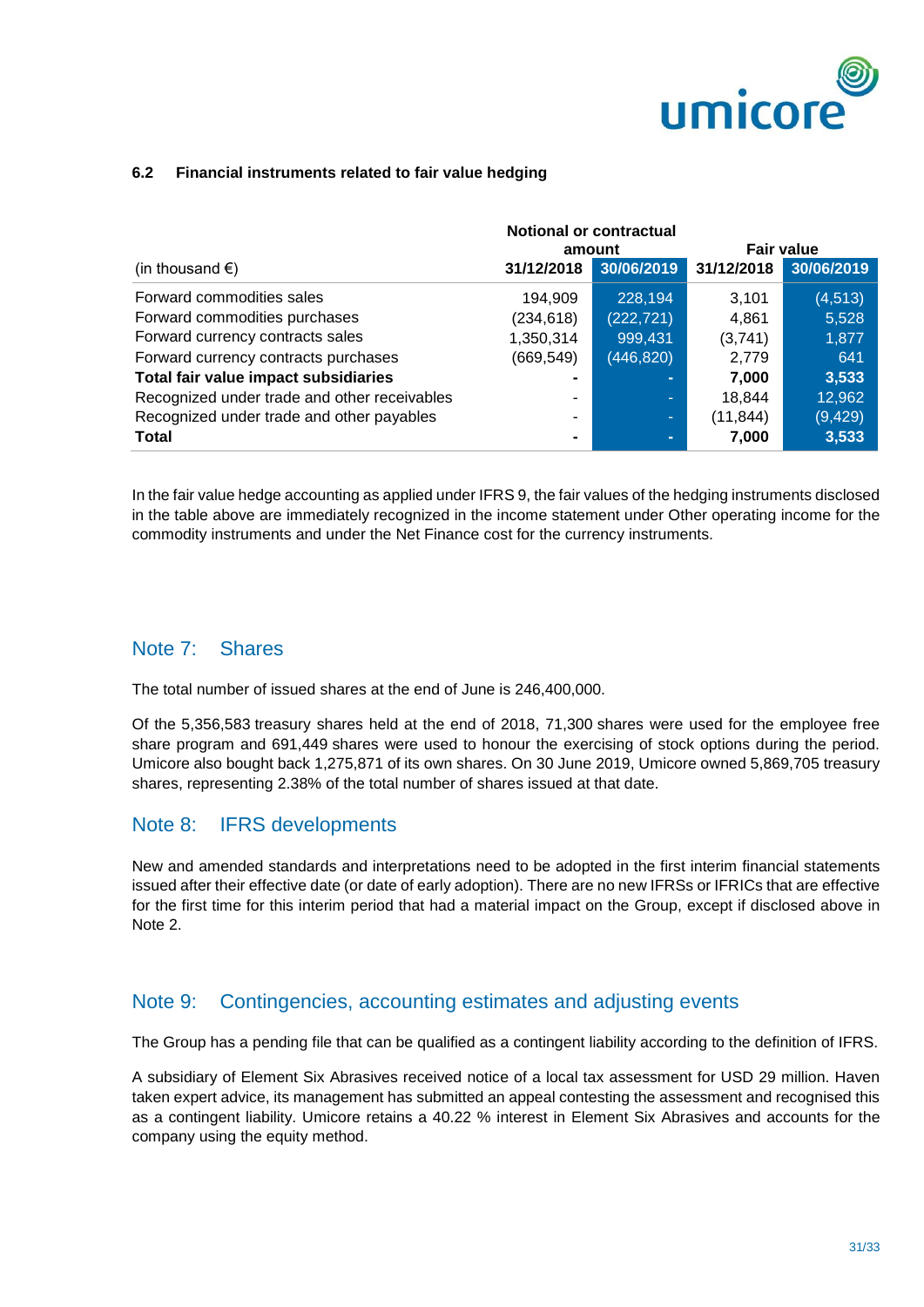### 6.2 Financial instruments related to fair value hedging

| (in thousand €) | Notional or contractual amount | | Fair value | |
|---|---|---|---|---|
| | 31/12/2018 | 30/06/2019 | 31/12/2018 | 30/06/2019 |
| Forward commodities sales | 194,909 | 228,194 | 3,101 | (4,513) |
| Forward commodities purchases | (234,618) | (222,721) | 4,861 | 5,528 |
| Forward currency contracts sales | 1,350,314 | 999,431 | (3,741) | 1,877 |
| Forward currency contracts purchases | (669,549) | (446,820) | 2,779 | 641 |
| **Total fair value impact subsidiaries** | **-** | **-** | **7,000** | **3,533** |
| Recognized under trade and other receivables | - | - | 18,844 | 12,962 |
| Recognized under trade and other payables | - | - | (11,844) | (9,429) |
| **Total** | **-** | **-** | **7,000** | **3,533** |

In the fair value hedge accounting as applied under IFRS 9, the fair values of the hedging instruments disclosed in the table above are immediately recognized in the income statement under Other operating income for the commodity instruments and under the Net Finance cost for the currency instruments.

## Note 7: Shares

The total number of issued shares at the end of June is 246,400,000.

Of the 5,356,583 treasury shares held at the end of 2018, 71,300 shares were used for the employee free share program and 691,449 shares were used to honour the exercising of stock options during the period. Umicore also bought back 1,275,871 of its own shares. On 30 June 2019, Umicore owned 5,869,705 treasury shares, representing 2.38% of the total number of shares issued at that date.

## Note 8: IFRS developments

New and amended standards and interpretations need to be adopted in the first interim financial statements issued after their effective date (or date of early adoption). There are no new IFRSs or IFRICs that are effective for the first time for this interim period that had a material impact on the Group, except if disclosed above in Note 2.

## Note 9: Contingencies, accounting estimates and adjusting events

The Group has a pending file that can be qualified as a contingent liability according to the definition of IFRS.

A subsidiary of Element Six Abrasives received notice of a local tax assessment for USD 29 million. Haven taken expert advice, its management has submitted an appeal contesting the assessment and recognised this as a contingent liability. Umicore retains a 40.22 % interest in Element Six Abrasives and accounts for the company using the equity method.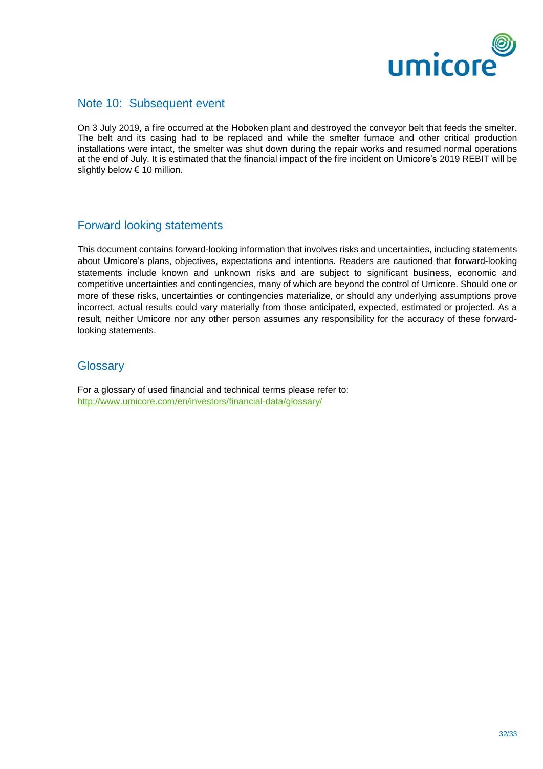## Note 10: Subsequent event

On 3 July 2019, a fire occurred at the Hoboken plant and destroyed the conveyor belt that feeds the smelter. The belt and its casing had to be replaced and while the smelter furnace and other critical production installations were intact, the smelter was shut down during the repair works and resumed normal operations at the end of July. It is estimated that the financial impact of the fire incident on Umicore's 2019 REBIT will be slightly below € 10 million.

## Forward looking statements

This document contains forward-looking information that involves risks and uncertainties, including statements about Umicore's plans, objectives, expectations and intentions. Readers are cautioned that forward-looking statements include known and unknown risks and are subject to significant business, economic and competitive uncertainties and contingencies, many of which are beyond the control of Umicore. Should one or more of these risks, uncertainties or contingencies materialize, or should any underlying assumptions prove incorrect, actual results could vary materially from those anticipated, expected, estimated or projected. As a result, neither Umicore nor any other person assumes any responsibility for the accuracy of these forward-looking statements.

## Glossary

For a glossary of used financial and technical terms please refer to:
http://www.umicore.com/en/investors/financial-data/glossary/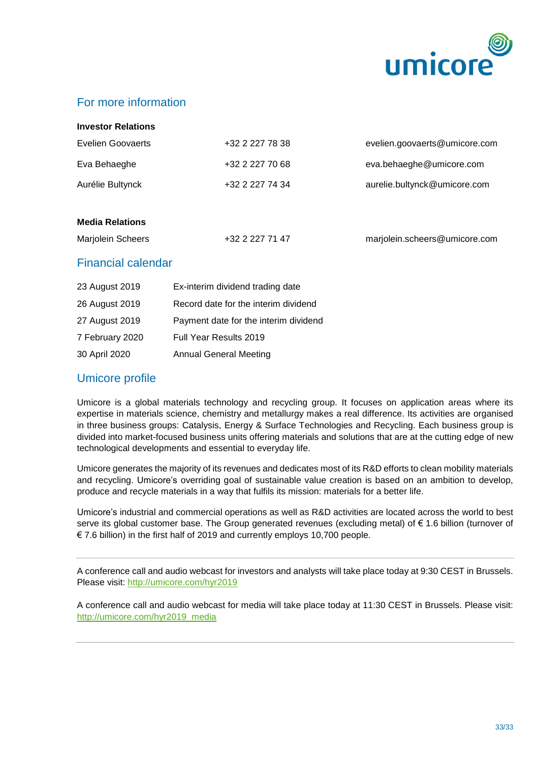## For more information

**Investor Relations**

| | | |
|---|---|---|
| Evelien Goovaerts | +32 2 227 78 38 | evelien.goovaerts@umicore.com |
| Eva Behaeghe | +32 2 227 70 68 | eva.behaeghe@umicore.com |
| Aurélie Bultynck | +32 2 227 74 34 | aurelie.bultynck@umicore.com |

**Media Relations**

| | | |
|---|---|---|
| Marjolein Scheers | +32 2 227 71 47 | marjolein.scheers@umicore.com |

## Financial calendar

| | |
|---|---|
| 23 August 2019 | Ex-interim dividend trading date |
| 26 August 2019 | Record date for the interim dividend |
| 27 August 2019 | Payment date for the interim dividend |
| 7 February 2020 | Full Year Results 2019 |
| 30 April 2020 | Annual General Meeting |

## Umicore profile

Umicore is a global materials technology and recycling group. It focuses on application areas where its expertise in materials science, chemistry and metallurgy makes a real difference. Its activities are organised in three business groups: Catalysis, Energy & Surface Technologies and Recycling. Each business group is divided into market-focused business units offering materials and solutions that are at the cutting edge of new technological developments and essential to everyday life.

Umicore generates the majority of its revenues and dedicates most of its R&D efforts to clean mobility materials and recycling. Umicore's overriding goal of sustainable value creation is based on an ambition to develop, produce and recycle materials in a way that fulfils its mission: materials for a better life.

Umicore's industrial and commercial operations as well as R&D activities are located across the world to best serve its global customer base. The Group generated revenues (excluding metal) of € 1.6 billion (turnover of € 7.6 billion) in the first half of 2019 and currently employs 10,700 people.

---

A conference call and audio webcast for investors and analysts will take place today at 9:30 CEST in Brussels. Please visit: http://umicore.com/hyr2019

A conference call and audio webcast for media will take place today at 11:30 CEST in Brussels. Please visit: http://umicore.com/hyr2019_media